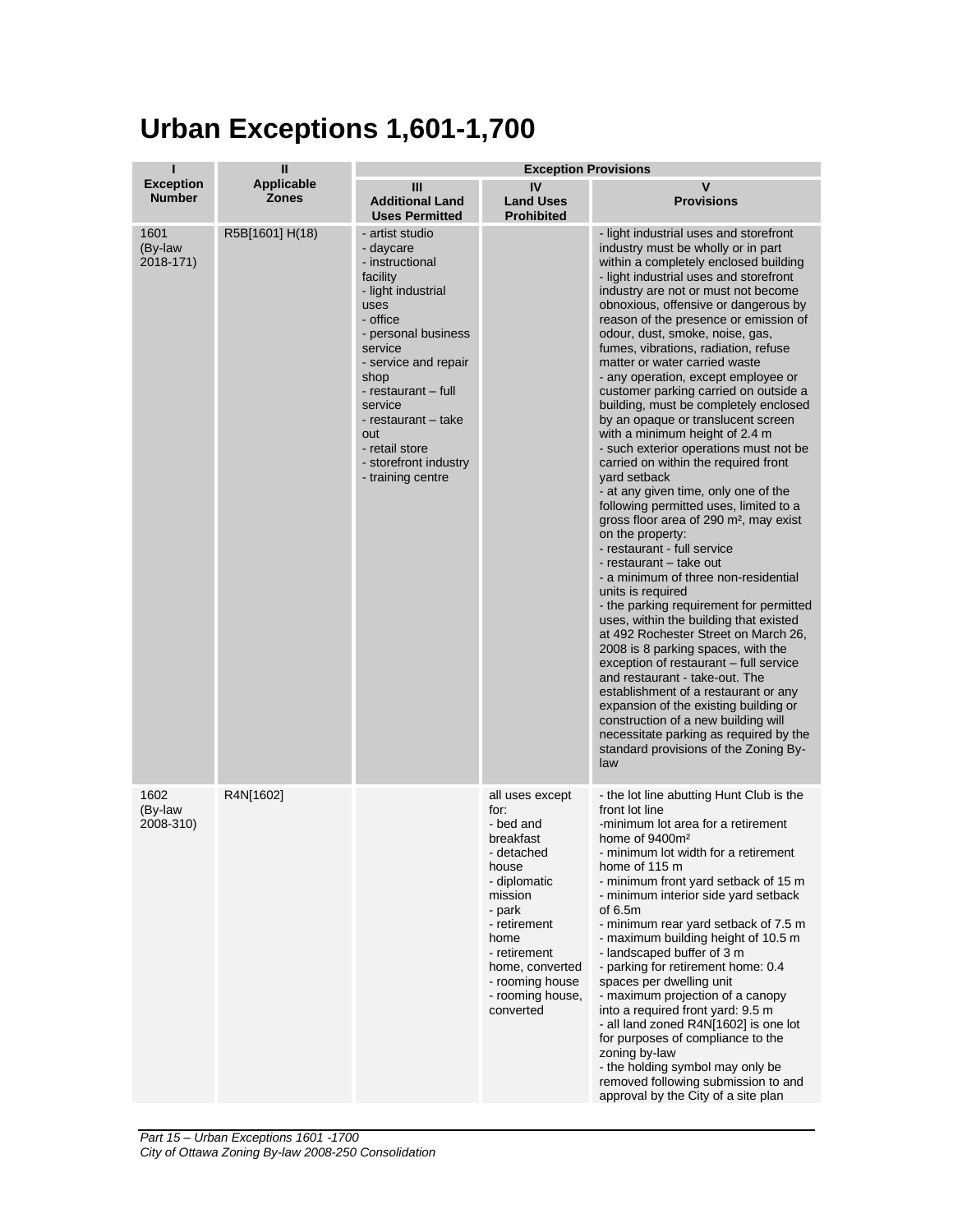# Urban Exceptions 1,601-1,700

| I<br>Exception Number | II<br>Applicable Zones | Exception Provisions | | |
|---|---|---|---|---|
| | | III<br>Additional Land Uses Permitted | IV<br>Land Uses Prohibited | V<br>Provisions |
| 1601<br>(By-law 2018-171) | R5B[1601] H(18) | - artist studio<br>- daycare<br>- instructional facility<br>- light industrial uses<br>- office<br>- personal business service<br>- service and repair shop<br>- restaurant – full service<br>- restaurant – take out<br>- retail store<br>- storefront industry<br>- training centre | | - light industrial uses and storefront industry must be wholly or in part within a completely enclosed building<br>- light industrial uses and storefront industry are not or must not become obnoxious, offensive or dangerous by reason of the presence or emission of odour, dust, smoke, noise, gas, fumes, vibrations, radiation, refuse matter or water carried waste<br>- any operation, except employee or customer parking carried on outside a building, must be completely enclosed by an opaque or translucent screen with a minimum height of 2.4 m<br>- such exterior operations must not be carried on within the required front yard setback<br>- at any given time, only one of the following permitted uses, limited to a gross floor area of 290 m², may exist on the property:<br>- restaurant - full service<br>- restaurant – take out<br>- a minimum of three non-residential units is required<br>- the parking requirement for permitted uses, within the building that existed at 492 Rochester Street on March 26, 2008 is 8 parking spaces, with the exception of restaurant – full service and restaurant - take-out. The establishment of a restaurant or any expansion of the existing building or construction of a new building will necessitate parking as required by the standard provisions of the Zoning By-law |
| 1602<br>(By-law 2008-310) | R4N[1602] | | all uses except for:<br>- bed and breakfast<br>- detached house<br>- diplomatic mission<br>- park<br>- retirement home<br>- retirement home, converted<br>- rooming house<br>- rooming house, converted | - the lot line abutting Hunt Club is the front lot line<br>-minimum lot area for a retirement home of 9400m²<br>- minimum lot width for a retirement home of 115 m<br>- minimum front yard setback of 15 m<br>- minimum interior side yard setback of 6.5m<br>- minimum rear yard setback of 7.5 m<br>- maximum building height of 10.5 m<br>- landscaped buffer of 3 m<br>- parking for retirement home: 0.4 spaces per dwelling unit<br>- maximum projection of a canopy into a required front yard: 9.5 m<br>- all land zoned R4N[1602] is one lot for purposes of compliance to the zoning by-law<br>- the holding symbol may only be removed following submission to and approval by the City of a site plan |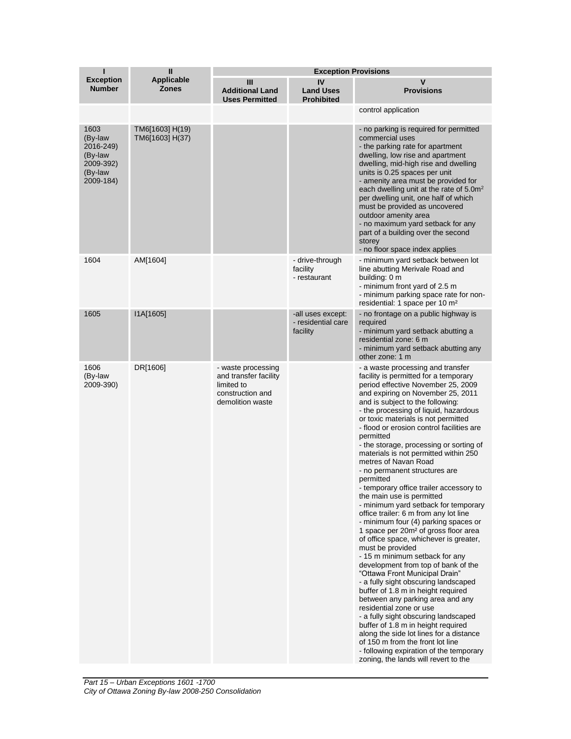| I<br>Exception Number | II<br>Applicable Zones | Exception Provisions | | |
|---|---|---|---|---|
| | | III<br>Additional Land Uses Permitted | IV<br>Land Uses Prohibited | V<br>Provisions |
| | | | | control application |
| 1603<br>(By-law 2016-249)<br>(By-law 2009-392)<br>(By-law 2009-184) | TM6[1603] H(19)<br>TM6[1603] H(37) | | | - no parking is required for permitted commercial uses<br>- the parking rate for apartment dwelling, low rise and apartment dwelling, mid-high rise and dwelling units is 0.25 spaces per unit<br>- amenity area must be provided for each dwelling unit at the rate of 5.0m² per dwelling unit, one half of which must be provided as uncovered outdoor amenity area<br>- no maximum yard setback for any part of a building over the second storey<br>- no floor space index applies |
| 1604 | AM[1604] | | - drive-through facility<br>- restaurant | - minimum yard setback between lot line abutting Merivale Road and building: 0 m<br>- minimum front yard of 2.5 m<br>- minimum parking space rate for non-residential: 1 space per 10 m² |
| 1605 | I1A[1605] | | -all uses except:<br>- residential care facility | - no frontage on a public highway is required<br>- minimum yard setback abutting a residential zone: 6 m<br>- minimum yard setback abutting any other zone: 1 m |
| 1606<br>(By-law 2009-390) | DR[1606] | - waste processing and transfer facility limited to construction and demolition waste | | - a waste processing and transfer facility is permitted for a temporary period effective November 25, 2009 and expiring on November 25, 2011 and is subject to the following:<br>- the processing of liquid, hazardous or toxic materials is not permitted<br>- flood or erosion control facilities are permitted<br>- the storage, processing or sorting of materials is not permitted within 250 metres of Navan Road<br>- no permanent structures are permitted<br>- temporary office trailer accessory to the main use is permitted<br>- minimum yard setback for temporary office trailer: 6 m from any lot line<br>- minimum four (4) parking spaces or 1 space per 20m² of gross floor area of office space, whichever is greater, must be provided<br>- 15 m minimum setback for any development from top of bank of the "Ottawa Front Municipal Drain"<br>- a fully sight obscuring landscaped buffer of 1.8 m in height required between any parking area and any residential zone or use<br>- a fully sight obscuring landscaped buffer of 1.8 m in height required along the side lot lines for a distance of 150 m from the front lot line<br>- following expiration of the temporary zoning, the lands will revert to the |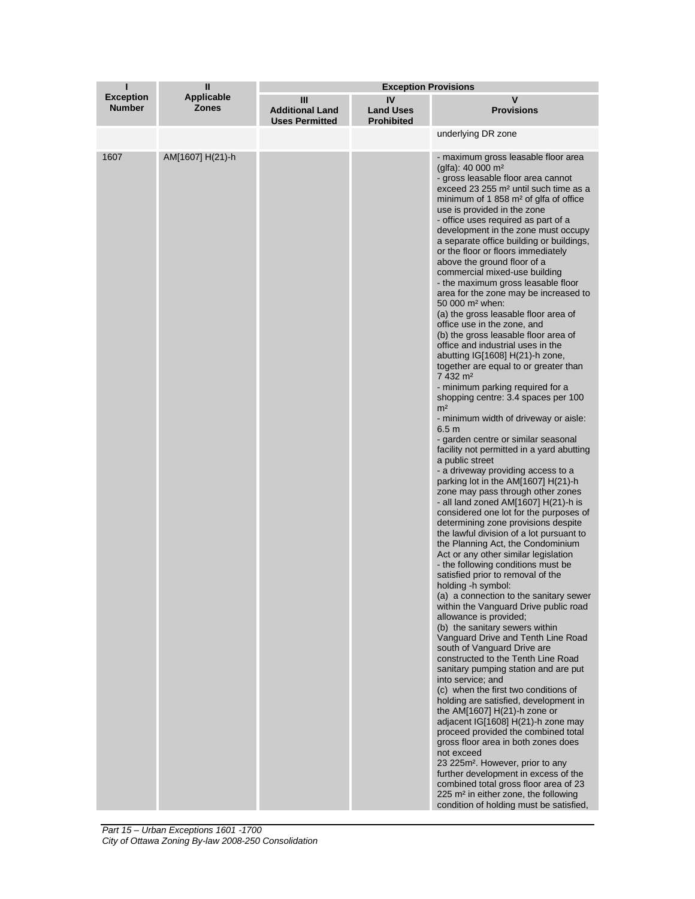| I<br>Exception Number | II<br>Applicable Zones | Exception Provisions<br>III<br>Additional Land Uses Permitted | <br>IV<br>Land Uses Prohibited | <br>V<br>Provisions |
|---|---|---|---|---|
| | | | | underlying DR zone |
| 1607 | AM[1607] H(21)-h | | | - maximum gross leasable floor area (glfa): 40 000 m²<br>- gross leasable floor area cannot exceed 23 255 m² until such time as a minimum of 1 858 m² of glfa of office use is provided in the zone<br>- office uses required as part of a development in the zone must occupy a separate office building or buildings, or the floor or floors immediately above the ground floor of a commercial mixed-use building<br>- the maximum gross leasable floor area for the zone may be increased to 50 000 m² when:<br>(a) the gross leasable floor area of office use in the zone, and<br>(b) the gross leasable floor area of office and industrial uses in the abutting IG[1608] H(21)-h zone, together are equal to or greater than 7 432 m²<br>- minimum parking required for a shopping centre: 3.4 spaces per 100 m²<br>- minimum width of driveway or aisle: 6.5 m<br>- garden centre or similar seasonal facility not permitted in a yard abutting a public street<br>- a driveway providing access to a parking lot in the AM[1607] H(21)-h zone may pass through other zones<br>- all land zoned AM[1607] H(21)-h is considered one lot for the purposes of determining zone provisions despite the lawful division of a lot pursuant to the Planning Act, the Condominium Act or any other similar legislation<br>- the following conditions must be satisfied prior to removal of the holding -h symbol:<br>(a) a connection to the sanitary sewer within the Vanguard Drive public road allowance is provided;<br>(b) the sanitary sewers within Vanguard Drive and Tenth Line Road south of Vanguard Drive are constructed to the Tenth Line Road sanitary pumping station and are put into service; and<br>(c) when the first two conditions of holding are satisfied, development in the AM[1607] H(21)-h zone or adjacent IG[1608] H(21)-h zone may proceed provided the combined total gross floor area in both zones does not exceed<br>23 225m². However, prior to any further development in excess of the combined total gross floor area of 23 225 m² in either zone, the following condition of holding must be satisfied, |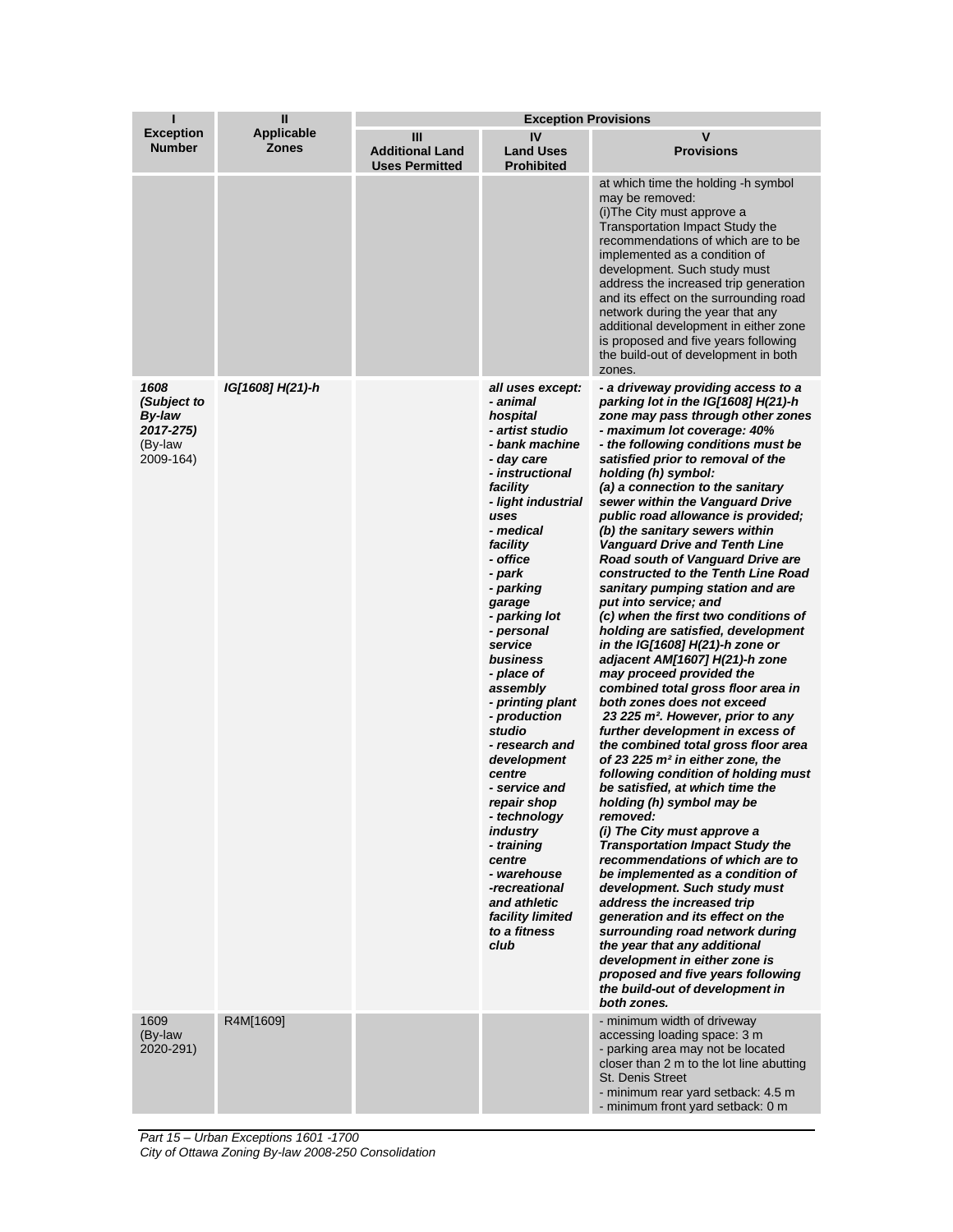| I<br>Exception Number | II<br>Applicable Zones | Exception Provisions | | |
|---|---|---|---|---|
| | | III<br>Additional Land Uses Permitted | IV<br>Land Uses Prohibited | V<br>Provisions |
| | | | | at which time the holding -h symbol may be removed:<br>(i)The City must approve a Transportation Impact Study the recommendations of which are to be implemented as a condition of development. Such study must address the increased trip generation and its effect on the surrounding road network during the year that any additional development in either zone is proposed and five years following the build-out of development in both zones. |
| ***1608 (Subject to By-law 2017-275)*** (By-law 2009-164) | ***IG[1608] H(21)-h*** | | ***all uses except:<br>- animal hospital<br>- artist studio<br>- bank machine<br>- day care<br>- instructional facility<br>- light industrial uses<br>- medical facility<br>- office<br>- park<br>- parking garage<br>- parking lot<br>- personal service business<br>- place of assembly<br>- printing plant<br>- production studio<br>- research and development centre<br>- service and repair shop<br>- technology industry<br>- training centre<br>- warehouse<br>-recreational and athletic facility limited to a fitness club*** | ***- a driveway providing access to a parking lot in the IG[1608] H(21)-h zone may pass through other zones<br>- maximum lot coverage: 40%<br>- the following conditions must be satisfied prior to removal of the holding (h) symbol:<br>(a) a connection to the sanitary sewer within the Vanguard Drive public road allowance is provided;<br>(b) the sanitary sewers within Vanguard Drive and Tenth Line Road south of Vanguard Drive are constructed to the Tenth Line Road sanitary pumping station and are put into service; and<br>(c) when the first two conditions of holding are satisfied, development in the IG[1608] H(21)-h zone or adjacent AM[1607] H(21)-h zone may proceed provided the combined total gross floor area in both zones does not exceed 23 225 m². However, prior to any further development in excess of the combined total gross floor area of 23 225 m² in either zone, the following condition of holding must be satisfied, at which time the holding (h) symbol may be removed:<br>(i) The City must approve a Transportation Impact Study the recommendations of which are to be implemented as a condition of development. Such study must address the increased trip generation and its effect on the surrounding road network during the year that any additional development in either zone is proposed and five years following the build-out of development in both zones.*** |
| 1609 (By-law 2020-291) | R4M[1609] | | | - minimum width of driveway accessing loading space: 3 m<br>- parking area may not be located closer than 2 m to the lot line abutting St. Denis Street<br>- minimum rear yard setback: 4.5 m<br>- minimum front yard setback: 0 m |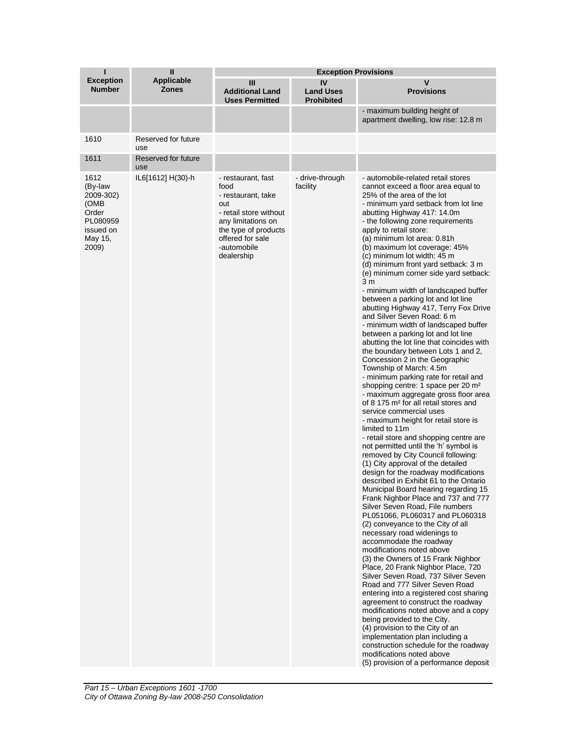| I<br>Exception Number | II<br>Applicable Zones | Exception Provisions | | |
|---|---|---|---|---|
| | | III<br>Additional Land Uses Permitted | IV<br>Land Uses Prohibited | V<br>Provisions |
| | | | | - maximum building height of apartment dwelling, low rise: 12.8 m |
| 1610 | Reserved for future use | | | |
| 1611 | Reserved for future use | | | |
| 1612 (By-law 2009-302) (OMB Order PL080959 issued on May 15, 2009) | IL6[1612] H(30)-h | - restaurant, fast food<br>- restaurant, take out<br>- retail store without any limitations on the type of products offered for sale<br>-automobile dealership | - drive-through facility | - automobile-related retail stores cannot exceed a floor area equal to 25% of the area of the lot<br>- minimum yard setback from lot line abutting Highway 417: 14.0m<br>- the following zone requirements apply to retail store:<br>(a) minimum lot area: 0.81h<br>(b) maximum lot coverage: 45%<br>(c) minimum lot width: 45 m<br>(d) minimum front yard setback: 3 m<br>(e) minimum corner side yard setback: 3 m<br>- minimum width of landscaped buffer between a parking lot and lot line abutting Highway 417, Terry Fox Drive and Silver Seven Road: 6 m<br>- minimum width of landscaped buffer between a parking lot and lot line abutting the lot line that coincides with the boundary between Lots 1 and 2, Concession 2 in the Geographic Township of March: 4.5m<br>- minimum parking rate for retail and shopping centre: 1 space per 20 m²<br>- maximum aggregate gross floor area of 8 175 m² for all retail stores and service commercial uses<br>- maximum height for retail store is limited to 11m<br>- retail store and shopping centre are not permitted until the 'h' symbol is removed by City Council following:<br>(1) City approval of the detailed design for the roadway modifications described in Exhibit 61 to the Ontario Municipal Board hearing regarding 15 Frank Nighbor Place and 737 and 777 Silver Seven Road, File numbers PL051066, PL060317 and PL060318<br>(2) conveyance to the City of all necessary road widenings to accommodate the roadway modifications noted above<br>(3) the Owners of 15 Frank Nighbor Place, 20 Frank Nighbor Place, 720 Silver Seven Road, 737 Silver Seven Road and 777 Silver Seven Road entering into a registered cost sharing agreement to construct the roadway modifications noted above and a copy being provided to the City.<br>(4) provision to the City of an implementation plan including a construction schedule for the roadway modifications noted above<br>(5) provision of a performance deposit |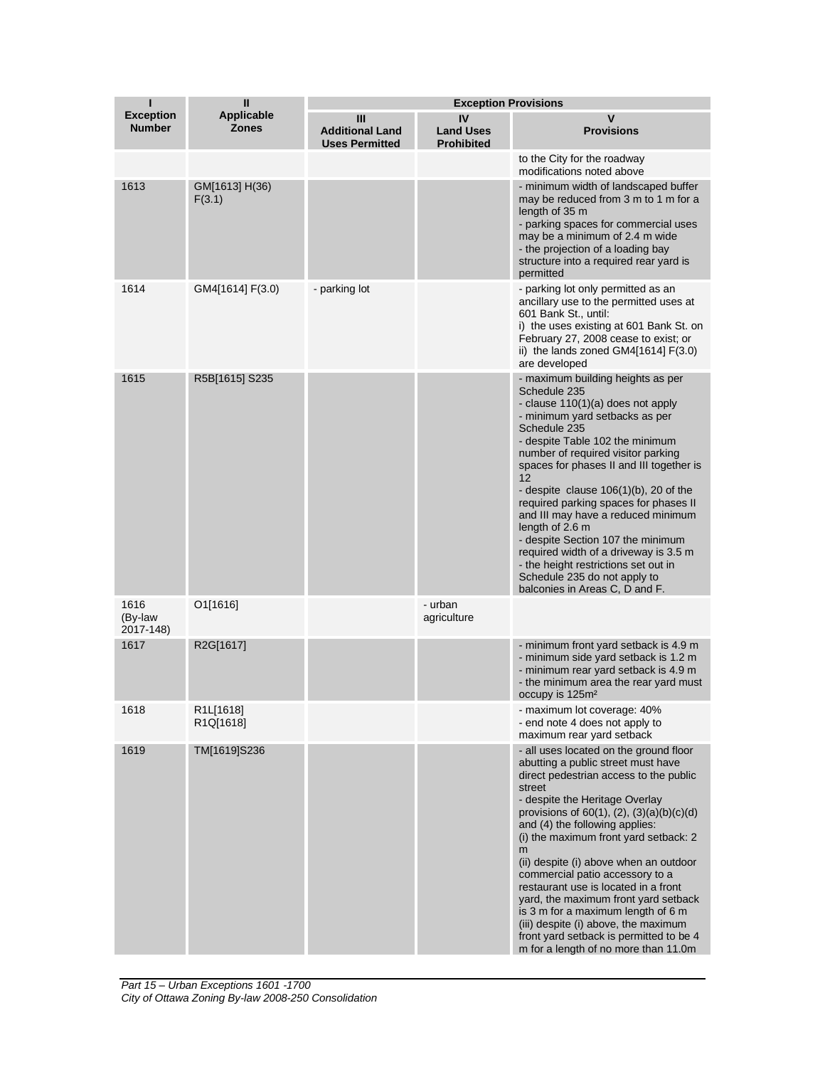| I<br>Exception Number | II<br>Applicable Zones | Exception Provisions | | |
|---|---|---|---|---|
| | | III<br>Additional Land Uses Permitted | IV<br>Land Uses Prohibited | V<br>Provisions |
| | | | | to the City for the roadway modifications noted above |
| 1613 | GM[1613] H(36) F(3.1) | | | - minimum width of landscaped buffer may be reduced from 3 m to 1 m for a length of 35 m<br>- parking spaces for commercial uses may be a minimum of 2.4 m wide<br>- the projection of a loading bay structure into a required rear yard is permitted |
| 1614 | GM4[1614] F(3.0) | - parking lot | | - parking lot only permitted as an ancillary use to the permitted uses at 601 Bank St., until:<br>i) the uses existing at 601 Bank St. on February 27, 2008 cease to exist; or<br>ii) the lands zoned GM4[1614] F(3.0) are developed |
| 1615 | R5B[1615] S235 | | | - maximum building heights as per Schedule 235<br>- clause 110(1)(a) does not apply<br>- minimum yard setbacks as per Schedule 235<br>- despite Table 102 the minimum number of required visitor parking spaces for phases II and III together is 12<br>- despite clause 106(1)(b), 20 of the required parking spaces for phases II and III may have a reduced minimum length of 2.6 m<br>- despite Section 107 the minimum required width of a driveway is 3.5 m<br>- the height restrictions set out in Schedule 235 do not apply to balconies in Areas C, D and F. |
| 1616 (By-law 2017-148) | O1[1616] | | - urban agriculture | |
| 1617 | R2G[1617] | | | - minimum front yard setback is 4.9 m<br>- minimum side yard setback is 1.2 m<br>- minimum rear yard setback is 4.9 m<br>- the minimum area the rear yard must occupy is 125m² |
| 1618 | R1L[1618] R1Q[1618] | | | - maximum lot coverage: 40%<br>- end note 4 does not apply to maximum rear yard setback |
| 1619 | TM[1619]S236 | | | - all uses located on the ground floor abutting a public street must have direct pedestrian access to the public street<br>- despite the Heritage Overlay provisions of 60(1), (2), (3)(a)(b)(c)(d) and (4) the following applies:<br>(i) the maximum front yard setback: 2 m<br>(ii) despite (i) above when an outdoor commercial patio accessory to a restaurant use is located in a front yard, the maximum front yard setback is 3 m for a maximum length of 6 m<br>(iii) despite (i) above, the maximum front yard setback is permitted to be 4 m for a length of no more than 11.0m |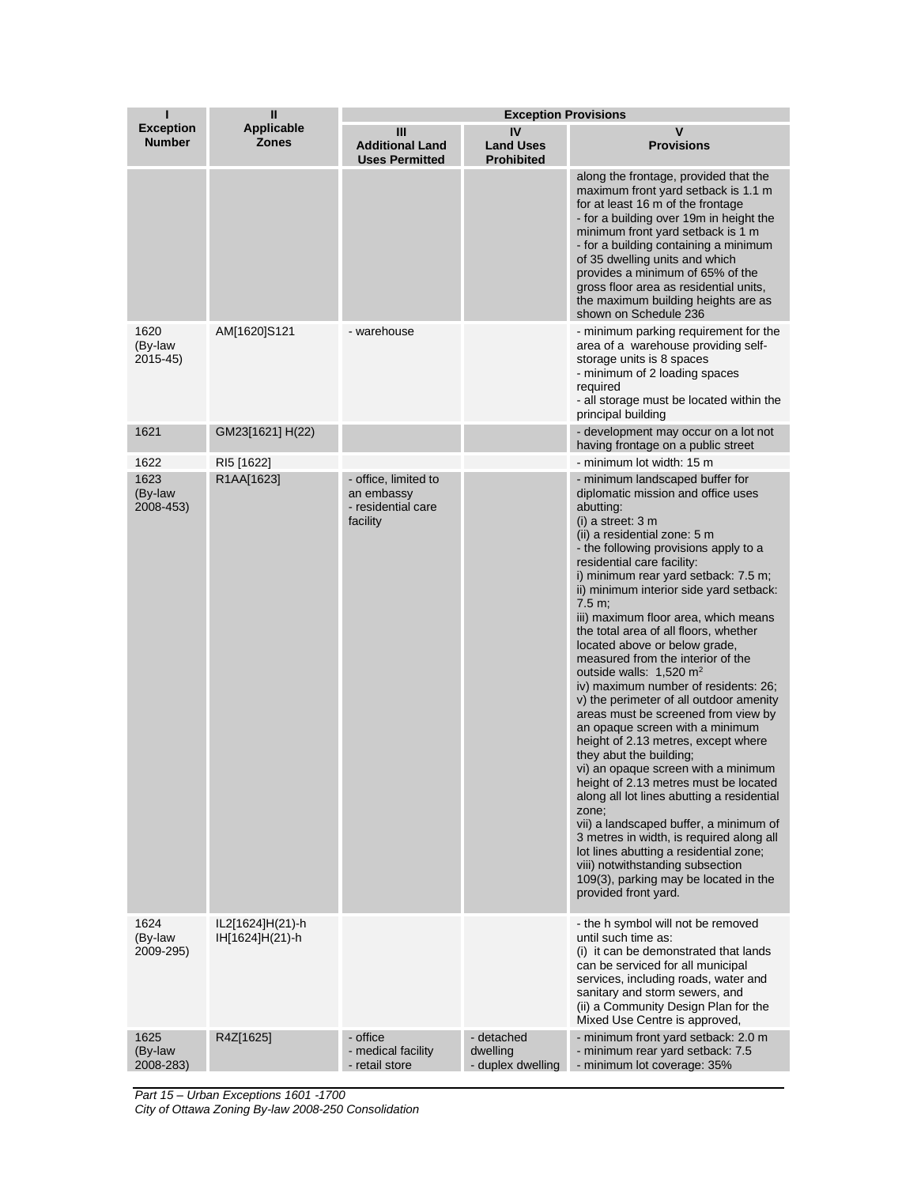| I<br>Exception Number | II<br>Applicable Zones | Exception Provisions | | |
|---|---|---|---|---|
| | | III<br>Additional Land Uses Permitted | IV<br>Land Uses Prohibited | V<br>Provisions |
| | | | | along the frontage, provided that the maximum front yard setback is 1.1 m for at least 16 m of the frontage<br>- for a building over 19m in height the minimum front yard setback is 1 m<br>- for a building containing a minimum of 35 dwelling units and which provides a minimum of 65% of the gross floor area as residential units, the maximum building heights are as shown on Schedule 236 |
| 1620 (By-law 2015-45) | AM[1620]S121 | - warehouse | | - minimum parking requirement for the area of a warehouse providing self-storage units is 8 spaces<br>- minimum of 2 loading spaces required<br>- all storage must be located within the principal building |
| 1621 | GM23[1621] H(22) | | | - development may occur on a lot not having frontage on a public street |
| 1622 | RI5 [1622] | | | - minimum lot width: 15 m |
| 1623 (By-law 2008-453) | R1AA[1623] | - office, limited to an embassy<br>- residential care facility | | - minimum landscaped buffer for diplomatic mission and office uses abutting:<br>(i) a street: 3 m<br>(ii) a residential zone: 5 m<br>- the following provisions apply to a residential care facility:<br>i) minimum rear yard setback: 7.5 m;<br>ii) minimum interior side yard setback: 7.5 m;<br>iii) maximum floor area, which means the total area of all floors, whether located above or below grade, measured from the interior of the outside walls: 1,520 $m^2$<br>iv) maximum number of residents: 26;<br>v) the perimeter of all outdoor amenity areas must be screened from view by an opaque screen with a minimum height of 2.13 metres, except where they abut the building;<br>vi) an opaque screen with a minimum height of 2.13 metres must be located along all lot lines abutting a residential zone;<br>vii) a landscaped buffer, a minimum of 3 metres in width, is required along all lot lines abutting a residential zone;<br>viii) notwithstanding subsection 109(3), parking may be located in the provided front yard. |
| 1624 (By-law 2009-295) | IL2[1624]H(21)-h<br>IH[1624]H(21)-h | | | - the h symbol will not be removed until such time as:<br>(i) it can be demonstrated that lands can be serviced for all municipal services, including roads, water and sanitary and storm sewers, and<br>(ii) a Community Design Plan for the Mixed Use Centre is approved, |
| 1625 (By-law 2008-283) | R4Z[1625] | - office<br>- medical facility<br>- retail store | - detached dwelling<br>- duplex dwelling | - minimum front yard setback: 2.0 m<br>- minimum rear yard setback: 7.5<br>- minimum lot coverage: 35% |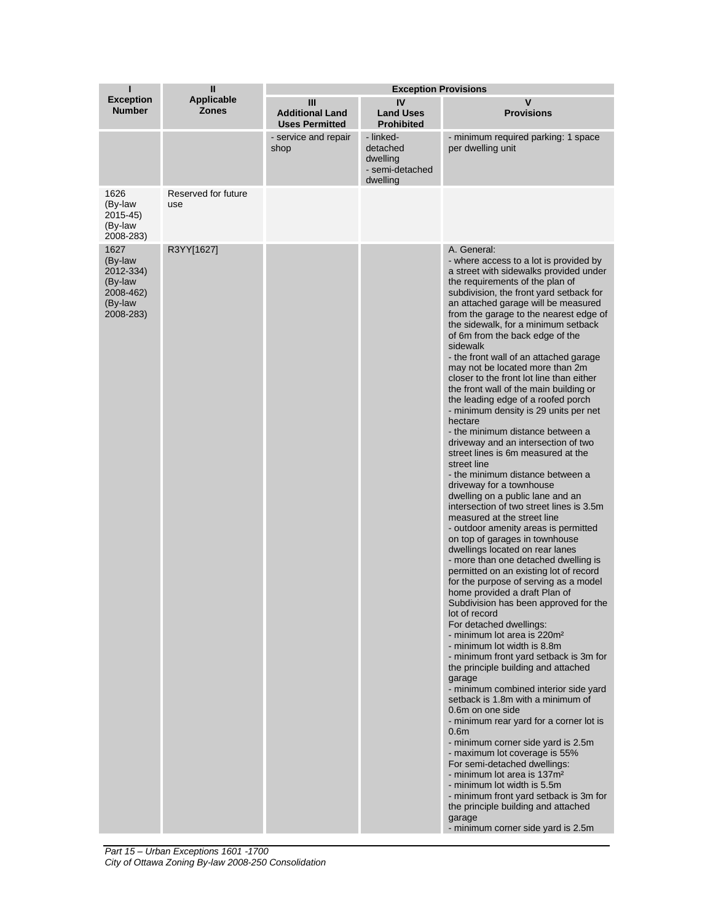| I<br>Exception Number | II<br>Applicable Zones | Exception Provisions | | |
|---|---|---|---|---|
| | | III<br>Additional Land Uses Permitted | IV<br>Land Uses Prohibited | V<br>Provisions |
| | | - service and repair shop | - linked-detached dwelling<br>- semi-detached dwelling | - minimum required parking: 1 space per dwelling unit |
| 1626<br>(By-law 2015-45)<br>(By-law 2008-283) | Reserved for future use | | | |
| 1627<br>(By-law 2012-334)<br>(By-law 2008-462)<br>(By-law 2008-283) | R3YY[1627] | | | A. General:<br>- where access to a lot is provided by a street with sidewalks provided under the requirements of the plan of subdivision, the front yard setback for an attached garage will be measured from the garage to the nearest edge of the sidewalk, for a minimum setback of 6m from the back edge of the sidewalk<br>- the front wall of an attached garage may not be located more than 2m closer to the front lot line than either the front wall of the main building or the leading edge of a roofed porch<br>- minimum density is 29 units per net hectare<br>- the minimum distance between a driveway and an intersection of two street lines is 6m measured at the street line<br>- the minimum distance between a driveway for a townhouse dwelling on a public lane and an intersection of two street lines is 3.5m measured at the street line<br>- outdoor amenity areas is permitted on top of garages in townhouse dwellings located on rear lanes<br>- more than one detached dwelling is permitted on an existing lot of record for the purpose of serving as a model home provided a draft Plan of Subdivision has been approved for the lot of record<br>For detached dwellings:<br>- minimum lot area is 220m²<br>- minimum lot width is 8.8m<br>- minimum front yard setback is 3m for the principle building and attached garage<br>- minimum combined interior side yard setback is 1.8m with a minimum of 0.6m on one side<br>- minimum rear yard for a corner lot is 0.6m<br>- minimum corner side yard is 2.5m<br>- maximum lot coverage is 55%<br>For semi-detached dwellings:<br>- minimum lot area is 137m²<br>- minimum lot width is 5.5m<br>- minimum front yard setback is 3m for the principle building and attached garage<br>- minimum corner side yard is 2.5m |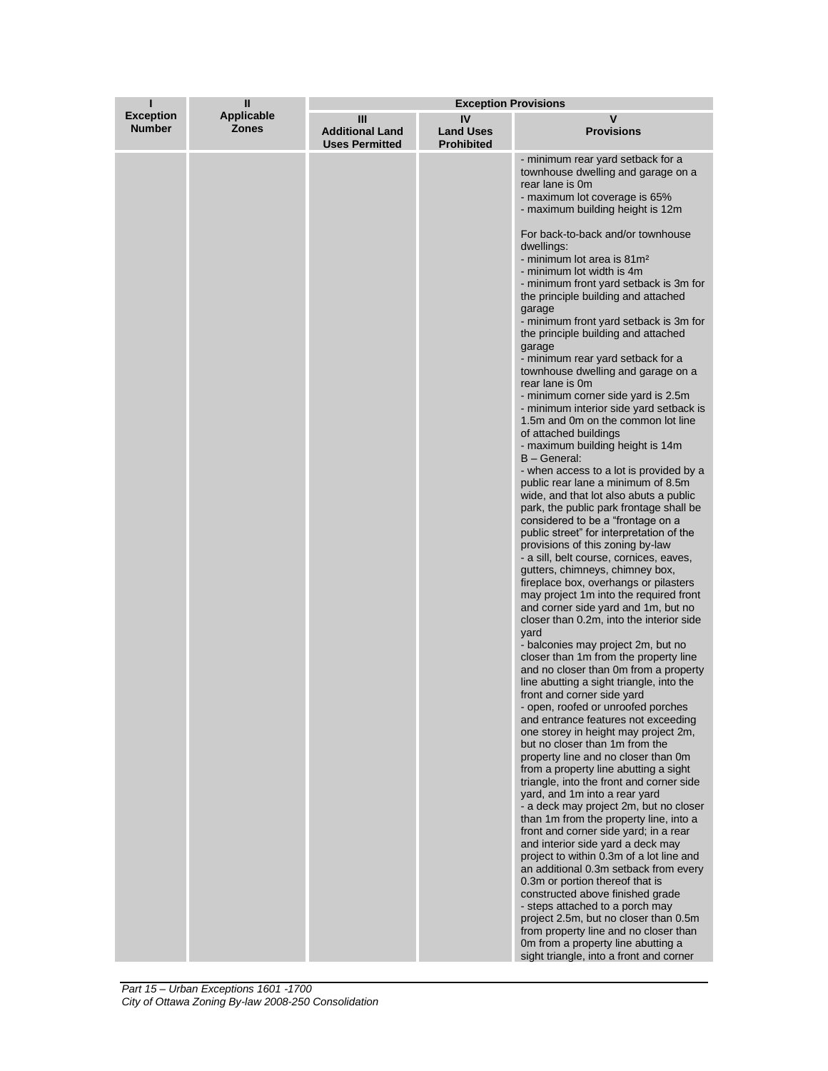| I<br>Exception Number | II<br>Applicable Zones | Exception Provisions | | |
|---|---|---|---|---|
| | | III<br>Additional Land Uses Permitted | IV<br>Land Uses Prohibited | V<br>Provisions |
| | | | | - minimum rear yard setback for a townhouse dwelling and garage on a rear lane is 0m<br>- maximum lot coverage is 65%<br>- maximum building height is 12m<br><br>For back-to-back and/or townhouse dwellings:<br>- minimum lot area is 81m²<br>- minimum lot width is 4m<br>- minimum front yard setback is 3m for the principle building and attached garage<br>- minimum front yard setback is 3m for the principle building and attached garage<br>- minimum rear yard setback for a townhouse dwelling and garage on a rear lane is 0m<br>- minimum corner side yard is 2.5m<br>- minimum interior side yard setback is 1.5m and 0m on the common lot line of attached buildings<br>- maximum building height is 14m<br>B – General:<br>- when access to a lot is provided by a public rear lane a minimum of 8.5m wide, and that lot also abuts a public park, the public park frontage shall be considered to be a "frontage on a public street" for interpretation of the provisions of this zoning by-law<br>- a sill, belt course, cornices, eaves, gutters, chimneys, chimney box, fireplace box, overhangs or pilasters may project 1m into the required front and corner side yard and 1m, but no closer than 0.2m, into the interior side yard<br>- balconies may project 2m, but no closer than 1m from the property line and no closer than 0m from a property line abutting a sight triangle, into the front and corner side yard<br>- open, roofed or unroofed porches and entrance features not exceeding one storey in height may project 2m, but no closer than 1m from the property line and no closer than 0m from a property line abutting a sight triangle, into the front and corner side yard, and 1m into a rear yard<br>- a deck may project 2m, but no closer than 1m from the property line, into a front and corner side yard; in a rear and interior side yard a deck may project to within 0.3m of a lot line and an additional 0.3m setback from every 0.3m or portion thereof that is constructed above finished grade<br>- steps attached to a porch may project 2.5m, but no closer than 0.5m from property line and no closer than 0m from a property line abutting a sight triangle, into a front and corner |

*Part 15 – Urban Exceptions 1601 -1700*
*City of Ottawa Zoning By-law 2008-250 Consolidation*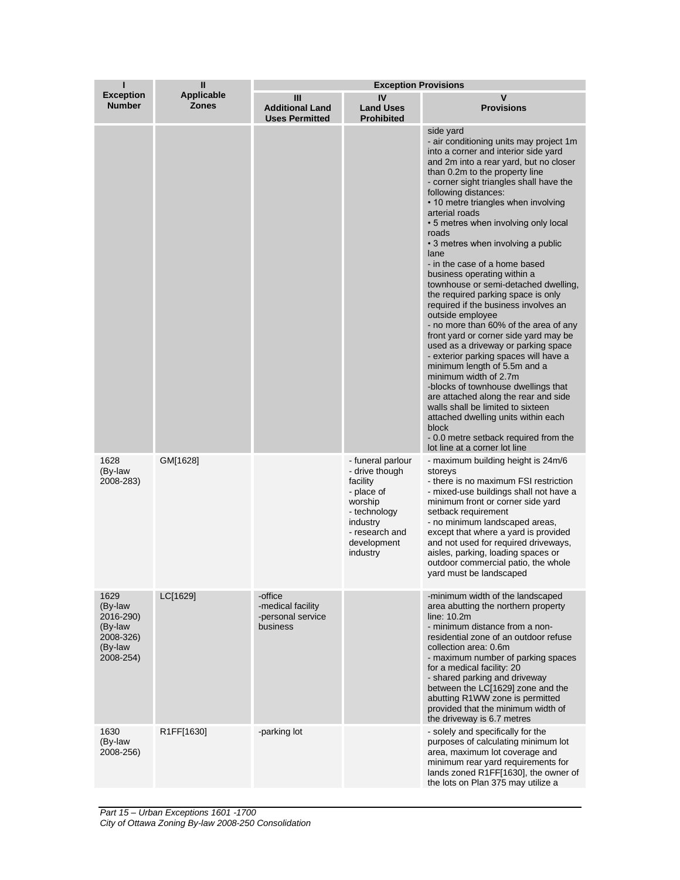| I<br>Exception Number | II<br>Applicable Zones | Exception Provisions | | |
|---|---|---|---|---|
| | | III<br>Additional Land Uses Permitted | IV<br>Land Uses Prohibited | V<br>Provisions |
| | | | | side yard<br>- air conditioning units may project 1m into a corner and interior side yard and 2m into a rear yard, but no closer than 0.2m to the property line<br>- corner sight triangles shall have the following distances:<br>• 10 metre triangles when involving arterial roads<br>• 5 metres when involving only local roads<br>• 3 metres when involving a public lane<br>- in the case of a home based business operating within a townhouse or semi-detached dwelling, the required parking space is only required if the business involves an outside employee<br>- no more than 60% of the area of any front yard or corner side yard may be used as a driveway or parking space<br>- exterior parking spaces will have a minimum length of 5.5m and a minimum width of 2.7m<br>-blocks of townhouse dwellings that are attached along the rear and side walls shall be limited to sixteen attached dwelling units within each block<br>- 0.0 metre setback required from the lot line at a corner lot line |
| 1628<br>(By-law 2008-283) | GM[1628] | | - funeral parlour<br>- drive though facility<br>- place of worship<br>- technology industry<br>- research and development industry | - maximum building height is 24m/6 storeys<br>- there is no maximum FSI restriction<br>- mixed-use buildings shall not have a minimum front or corner side yard setback requirement<br>- no minimum landscaped areas, except that where a yard is provided and not used for required driveways, aisles, parking, loading spaces or outdoor commercial patio, the whole yard must be landscaped |
| 1629<br>(By-law 2016-290)<br>(By-law 2008-326)<br>(By-law 2008-254) | LC[1629] | -office<br>-medical facility<br>-personal service business | | -minimum width of the landscaped area abutting the northern property line: 10.2m<br>- minimum distance from a non-residential zone of an outdoor refuse collection area: 0.6m<br>- maximum number of parking spaces for a medical facility: 20<br>- shared parking and driveway between the LC[1629] zone and the abutting R1WW zone is permitted provided that the minimum width of the driveway is 6.7 metres |
| 1630<br>(By-law 2008-256) | R1FF[1630] | -parking lot | | - solely and specifically for the purposes of calculating minimum lot area, maximum lot coverage and minimum rear yard requirements for lands zoned R1FF[1630], the owner of the lots on Plan 375 may utilize a |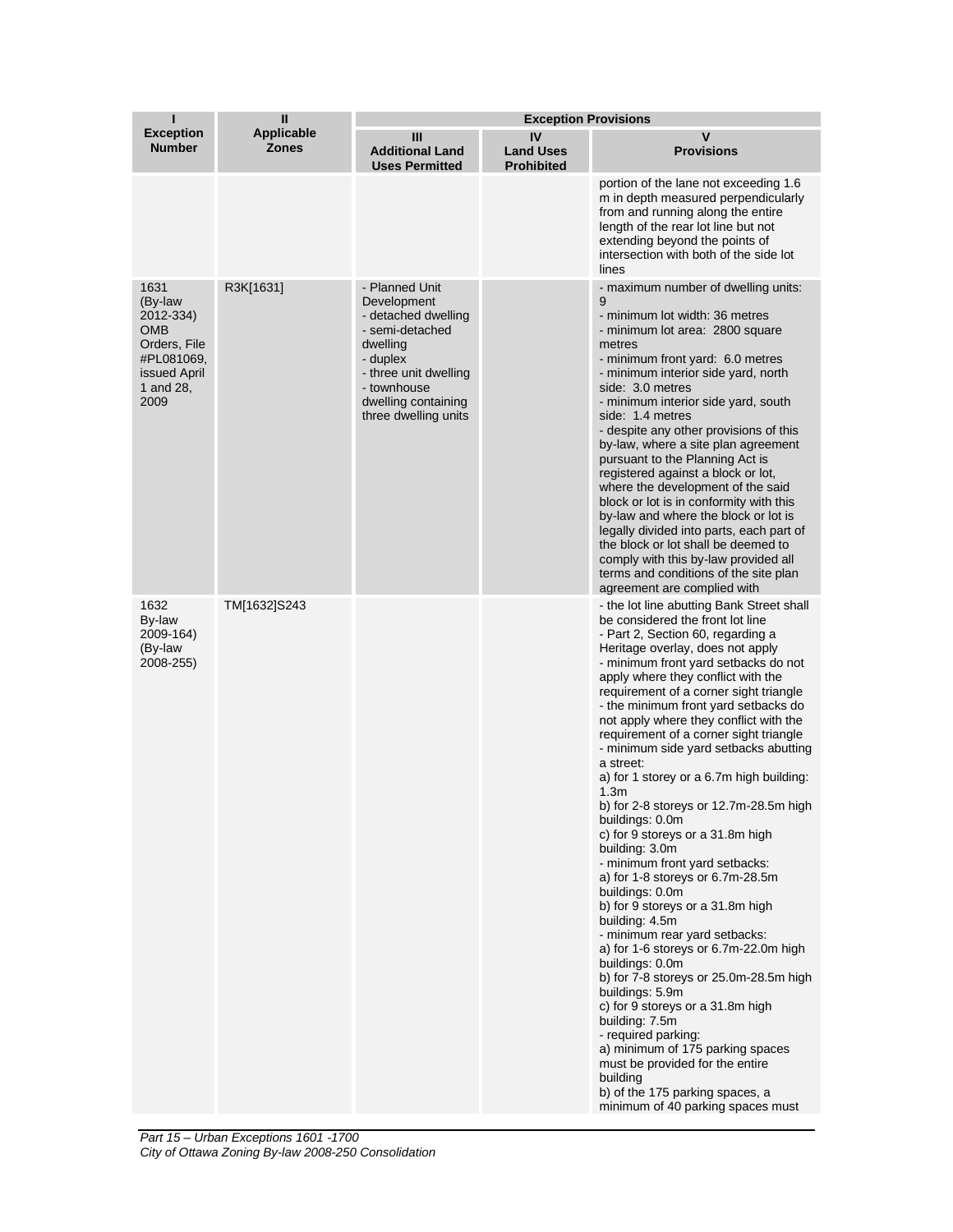| I<br>Exception Number | II<br>Applicable Zones | Exception Provisions | | |
|---|---|---|---|---|
| | | III<br>Additional Land Uses Permitted | IV<br>Land Uses Prohibited | V<br>Provisions |
| | | | | portion of the lane not exceeding 1.6 m in depth measured perpendicularly from and running along the entire length of the rear lot line but not extending beyond the points of intersection with both of the side lot lines |
| 1631 (By-law 2012-334) OMB Orders, File #PL081069, issued April 1 and 28, 2009 | R3K[1631] | - Planned Unit Development<br>- detached dwelling<br>- semi-detached dwelling<br>- duplex<br>- three unit dwelling<br>- townhouse dwelling containing three dwelling units | | - maximum number of dwelling units: 9<br>- minimum lot width: 36 metres<br>- minimum lot area: 2800 square metres<br>- minimum front yard: 6.0 metres<br>- minimum interior side yard, north side: 3.0 metres<br>- minimum interior side yard, south side: 1.4 metres<br>- despite any other provisions of this by-law, where a site plan agreement pursuant to the Planning Act is registered against a block or lot, where the development of the said block or lot is in conformity with this by-law and where the block or lot is legally divided into parts, each part of the block or lot shall be deemed to comply with this by-law provided all terms and conditions of the site plan agreement are complied with |
| 1632 By-law 2009-164) (By-law 2008-255) | TM[1632]S243 | | | - the lot line abutting Bank Street shall be considered the front lot line<br>- Part 2, Section 60, regarding a Heritage overlay, does not apply<br>- minimum front yard setbacks do not apply where they conflict with the requirement of a corner sight triangle<br>- the minimum front yard setbacks do not apply where they conflict with the requirement of a corner sight triangle<br>- minimum side yard setbacks abutting a street:<br>a) for 1 storey or a 6.7m high building: 1.3m<br>b) for 2-8 storeys or 12.7m-28.5m high buildings: 0.0m<br>c) for 9 storeys or a 31.8m high building: 3.0m<br>- minimum front yard setbacks:<br>a) for 1-8 storeys or 6.7m-28.5m buildings: 0.0m<br>b) for 9 storeys or a 31.8m high building: 4.5m<br>- minimum rear yard setbacks:<br>a) for 1-6 storeys or 6.7m-22.0m high buildings: 0.0m<br>b) for 7-8 storeys or 25.0m-28.5m high buildings: 5.9m<br>c) for 9 storeys or a 31.8m high building: 7.5m<br>- required parking:<br>a) minimum of 175 parking spaces must be provided for the entire building<br>b) of the 175 parking spaces, a minimum of 40 parking spaces must |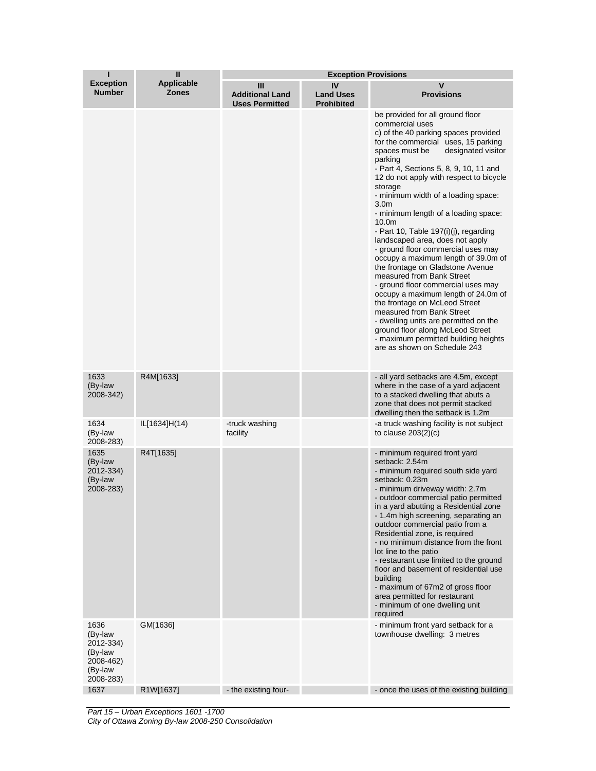| I<br>Exception Number | II<br>Applicable Zones | Exception Provisions | | |
|---|---|---|---|---|
| | | III<br>Additional Land Uses Permitted | IV<br>Land Uses Prohibited | V<br>Provisions |
| | | | | be provided for all ground floor commercial uses<br>c) of the 40 parking spaces provided for the commercial uses, 15 parking spaces must be designated visitor parking<br>- Part 4, Sections 5, 8, 9, 10, 11 and 12 do not apply with respect to bicycle storage<br>- minimum width of a loading space: 3.0m<br>- minimum length of a loading space: 10.0m<br>- Part 10, Table 197(i)(j), regarding landscaped area, does not apply<br>- ground floor commercial uses may occupy a maximum length of 39.0m of the frontage on Gladstone Avenue measured from Bank Street<br>- ground floor commercial uses may occupy a maximum length of 24.0m of the frontage on McLeod Street measured from Bank Street<br>- dwelling units are permitted on the ground floor along McLeod Street<br>- maximum permitted building heights are as shown on Schedule 243 |
| 1633<br>(By-law 2008-342) | R4M[1633] | | | - all yard setbacks are 4.5m, except where in the case of a yard adjacent to a stacked dwelling that abuts a zone that does not permit stacked dwelling then the setback is 1.2m |
| 1634<br>(By-law 2008-283) | IL[1634]H(14) | -truck washing facility | | -a truck washing facility is not subject to clause 203(2)(c) |
| 1635<br>(By-law 2012-334)<br>(By-law 2008-283) | R4T[1635] | | | - minimum required front yard setback: 2.54m<br>- minimum required south side yard setback: 0.23m<br>- minimum driveway width: 2.7m<br>- outdoor commercial patio permitted in a yard abutting a Residential zone<br>- 1.4m high screening, separating an outdoor commercial patio from a Residential zone, is required<br>- no minimum distance from the front lot line to the patio<br>- restaurant use limited to the ground floor and basement of residential use building<br>- maximum of 67m2 of gross floor area permitted for restaurant<br>- minimum of one dwelling unit required |
| 1636<br>(By-law 2012-334)<br>(By-law 2008-462)<br>(By-law 2008-283) | GM[1636] | | | - minimum front yard setback for a townhouse dwelling: 3 metres |
| 1637 | R1W[1637] | - the existing four- | | - once the uses of the existing building |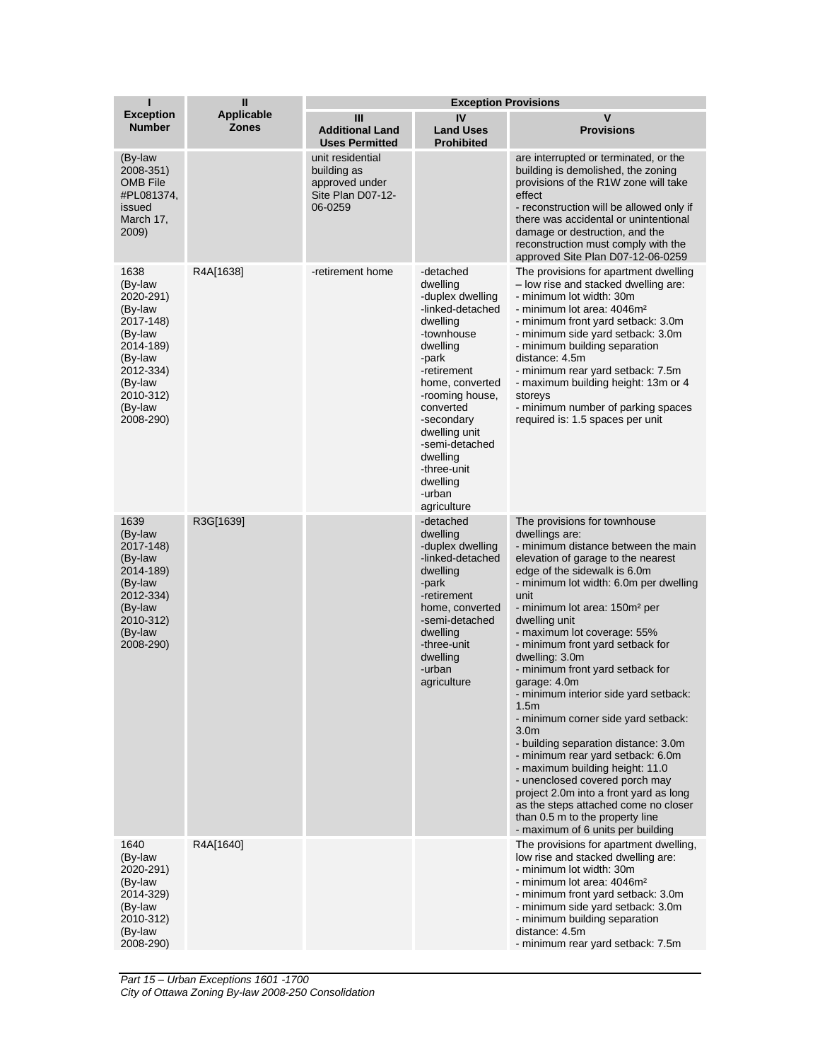| I<br>Exception Number | II<br>Applicable Zones | Exception Provisions | | |
|---|---|---|---|---|
| | | III<br>Additional Land Uses Permitted | IV<br>Land Uses Prohibited | V<br>Provisions |
| (By-law 2008-351) OMB File #PL081374, issued March 17, 2009) | | unit residential building as approved under Site Plan D07-12-06-0259 | | are interrupted or terminated, or the building is demolished, the zoning provisions of the R1W zone will take effect<br>- reconstruction will be allowed only if there was accidental or unintentional damage or destruction, and the reconstruction must comply with the approved Site Plan D07-12-06-0259 |
| 1638 (By-law 2020-291) (By-law 2017-148) (By-law 2014-189) (By-law 2012-334) (By-law 2010-312) (By-law 2008-290) | R4A[1638] | -retirement home | -detached dwelling<br>-duplex dwelling<br>-linked-detached dwelling<br>-townhouse dwelling<br>-park<br>-retirement home, converted<br>-rooming house, converted<br>-secondary dwelling unit<br>-semi-detached dwelling<br>-three-unit dwelling<br>-urban agriculture | The provisions for apartment dwelling – low rise and stacked dwelling are:<br>- minimum lot width: 30m<br>- minimum lot area: 4046m²<br>- minimum front yard setback: 3.0m<br>- minimum side yard setback: 3.0m<br>- minimum building separation distance: 4.5m<br>- minimum rear yard setback: 7.5m<br>- maximum building height: 13m or 4 storeys<br>- minimum number of parking spaces required is: 1.5 spaces per unit |
| 1639 (By-law 2017-148) (By-law 2014-189) (By-law 2012-334) (By-law 2010-312) (By-law 2008-290) | R3G[1639] | | -detached dwelling<br>-duplex dwelling<br>-linked-detached dwelling<br>-park<br>-retirement home, converted<br>-semi-detached dwelling<br>-three-unit dwelling<br>-urban agriculture | The provisions for townhouse dwellings are:<br>- minimum distance between the main elevation of garage to the nearest edge of the sidewalk is 6.0m<br>- minimum lot width: 6.0m per dwelling unit<br>- minimum lot area: 150m² per dwelling unit<br>- maximum lot coverage: 55%<br>- minimum front yard setback for dwelling: 3.0m<br>- minimum front yard setback for garage: 4.0m<br>- minimum interior side yard setback: 1.5m<br>- minimum corner side yard setback: 3.0m<br>- building separation distance: 3.0m<br>- minimum rear yard setback: 6.0m<br>- maximum building height: 11.0<br>- unenclosed covered porch may project 2.0m into a front yard as long as the steps attached come no closer than 0.5 m to the property line<br>- maximum of 6 units per building |
| 1640 (By-law 2020-291) (By-law 2014-329) (By-law 2010-312) (By-law 2008-290) | R4A[1640] | | | The provisions for apartment dwelling, low rise and stacked dwelling are:<br>- minimum lot width: 30m<br>- minimum lot area: 4046m²<br>- minimum front yard setback: 3.0m<br>- minimum side yard setback: 3.0m<br>- minimum building separation distance: 4.5m<br>- minimum rear yard setback: 7.5m |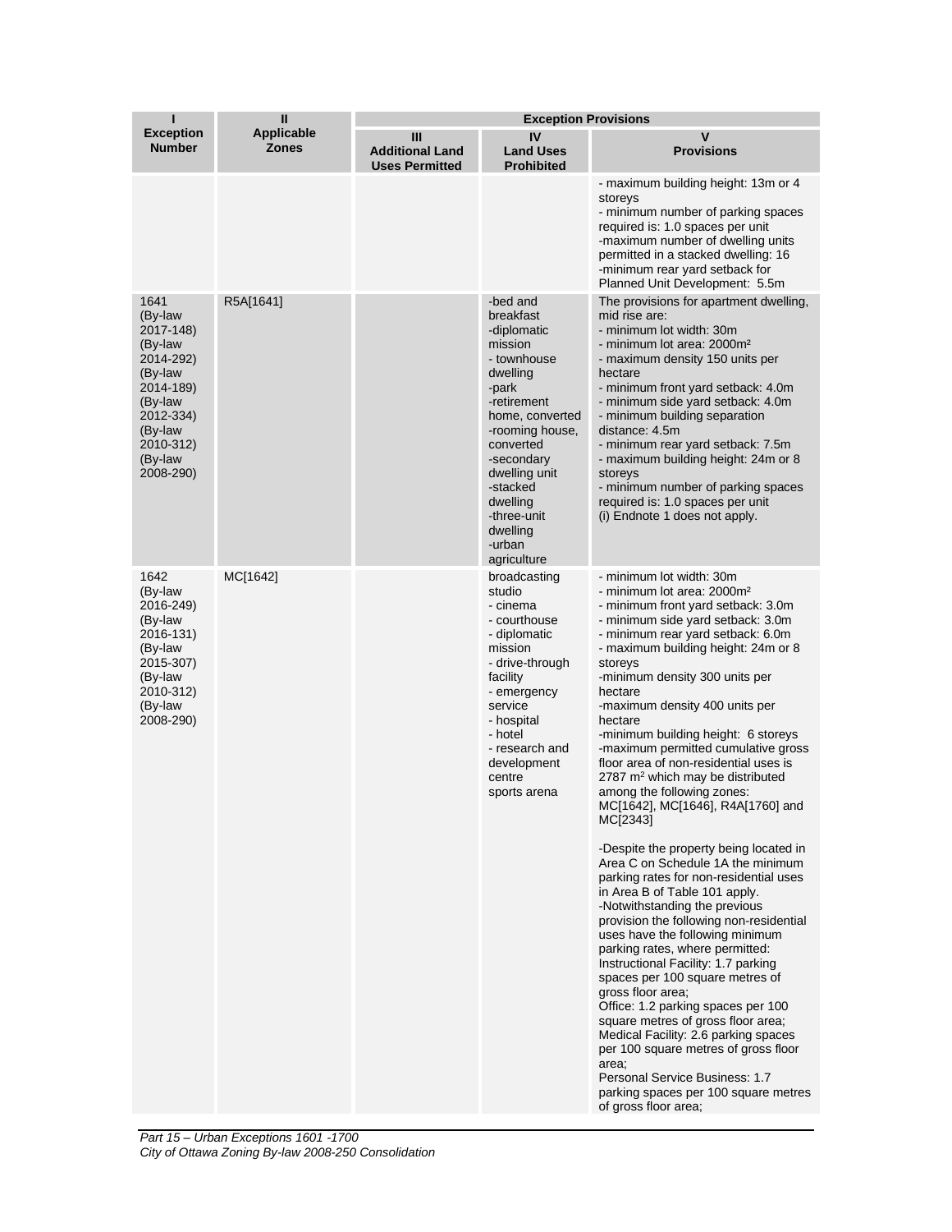| I<br>Exception Number | II<br>Applicable Zones | Exception Provisions<br>III<br>Additional Land Uses Permitted | IV<br>Land Uses Prohibited | V<br>Provisions |
|---|---|---|---|---|
| | | | | - maximum building height: 13m or 4 storeys<br>- minimum number of parking spaces required is: 1.0 spaces per unit<br>-maximum number of dwelling units permitted in a stacked dwelling: 16<br>-minimum rear yard setback for Planned Unit Development: 5.5m |
| 1641<br>(By-law 2017-148)<br>(By-law 2014-292)<br>(By-law 2014-189)<br>(By-law 2012-334)<br>(By-law 2010-312)<br>(By-law 2008-290) | R5A[1641] | | -bed and breakfast<br>-diplomatic mission<br>- townhouse dwelling<br>-park<br>-retirement home, converted<br>-rooming house, converted<br>-secondary dwelling unit<br>-stacked dwelling<br>-three-unit dwelling<br>-urban agriculture | The provisions for apartment dwelling, mid rise are:<br>- minimum lot width: 30m<br>- minimum lot area: 2000m²<br>- maximum density 150 units per hectare<br>- minimum front yard setback: 4.0m<br>- minimum side yard setback: 4.0m<br>- minimum building separation distance: 4.5m<br>- minimum rear yard setback: 7.5m<br>- maximum building height: 24m or 8 storeys<br>- minimum number of parking spaces required is: 1.0 spaces per unit<br>(i) Endnote 1 does not apply. |
| 1642<br>(By-law 2016-249)<br>(By-law 2016-131)<br>(By-law 2015-307)<br>(By-law 2010-312)<br>(By-law 2008-290) | MC[1642] | | broadcasting studio<br>- cinema<br>- courthouse<br>- diplomatic mission<br>- drive-through facility<br>- emergency service<br>- hospital<br>- hotel<br>- research and development centre<br>sports arena | - minimum lot width: 30m<br>- minimum lot area: 2000m²<br>- minimum front yard setback: 3.0m<br>- minimum side yard setback: 3.0m<br>- minimum rear yard setback: 6.0m<br>- maximum building height: 24m or 8 storeys<br>-minimum density 300 units per hectare<br>-maximum density 400 units per hectare<br>-minimum building height: 6 storeys<br>-maximum permitted cumulative gross floor area of non-residential uses is 2787 m² which may be distributed among the following zones: MC[1642], MC[1646], R4A[1760] and MC[2343]<br><br>-Despite the property being located in Area C on Schedule 1A the minimum parking rates for non-residential uses in Area B of Table 101 apply.<br>-Notwithstanding the previous provision the following non-residential uses have the following minimum parking rates, where permitted:<br>Instructional Facility: 1.7 parking spaces per 100 square metres of gross floor area;<br>Office: 1.2 parking spaces per 100 square metres of gross floor area;<br>Medical Facility: 2.6 parking spaces per 100 square metres of gross floor area;<br>Personal Service Business: 1.7 parking spaces per 100 square metres of gross floor area; |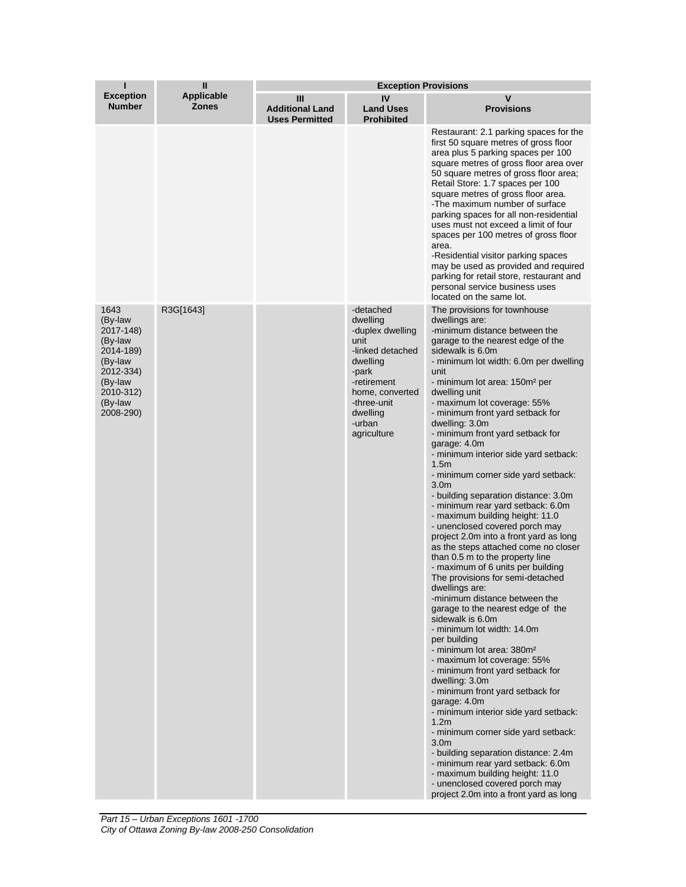| I<br>Exception Number | II<br>Applicable Zones | Exception Provisions | | |
|---|---|---|---|---|
| | | III<br>Additional Land Uses Permitted | IV<br>Land Uses Prohibited | V<br>Provisions |
| | | | | Restaurant: 2.1 parking spaces for the first 50 square metres of gross floor area plus 5 parking spaces per 100 square metres of gross floor area over 50 square metres of gross floor area;<br>Retail Store: 1.7 spaces per 100 square metres of gross floor area.<br>-The maximum number of surface parking spaces for all non-residential uses must not exceed a limit of four spaces per 100 metres of gross floor area.<br>-Residential visitor parking spaces may be used as provided and required parking for retail store, restaurant and personal service business uses located on the same lot. |
| 1643<br>(By-law 2017-148)<br>(By-law 2014-189)<br>(By-law 2012-334)<br>(By-law 2010-312)<br>(By-law 2008-290) | R3G[1643] | | -detached dwelling<br>-duplex dwelling unit<br>-linked detached dwelling<br>-park<br>-retirement home, converted<br>-three-unit dwelling<br>-urban agriculture | The provisions for townhouse dwellings are:<br>-minimum distance between the garage to the nearest edge of the sidewalk is 6.0m<br>- minimum lot width: 6.0m per dwelling unit<br>- minimum lot area: 150m² per dwelling unit<br>- maximum lot coverage: 55%<br>- minimum front yard setback for dwelling: 3.0m<br>- minimum front yard setback for garage: 4.0m<br>- minimum interior side yard setback: 1.5m<br>- minimum corner side yard setback: 3.0m<br>- building separation distance: 3.0m<br>- minimum rear yard setback: 6.0m<br>- maximum building height: 11.0<br>- unenclosed covered porch may project 2.0m into a front yard as long as the steps attached come no closer than 0.5 m to the property line<br>- maximum of 6 units per building<br>The provisions for semi-detached dwellings are:<br>-minimum distance between the garage to the nearest edge of the sidewalk is 6.0m<br>- minimum lot width: 14.0m per building<br>- minimum lot area: 380m²<br>- maximum lot coverage: 55%<br>- minimum front yard setback for dwelling: 3.0m<br>- minimum front yard setback for garage: 4.0m<br>- minimum interior side yard setback: 1.2m<br>- minimum corner side yard setback: 3.0m<br>- building separation distance: 2.4m<br>- minimum rear yard setback: 6.0m<br>- maximum building height: 11.0<br>- unenclosed covered porch may project 2.0m into a front yard as long |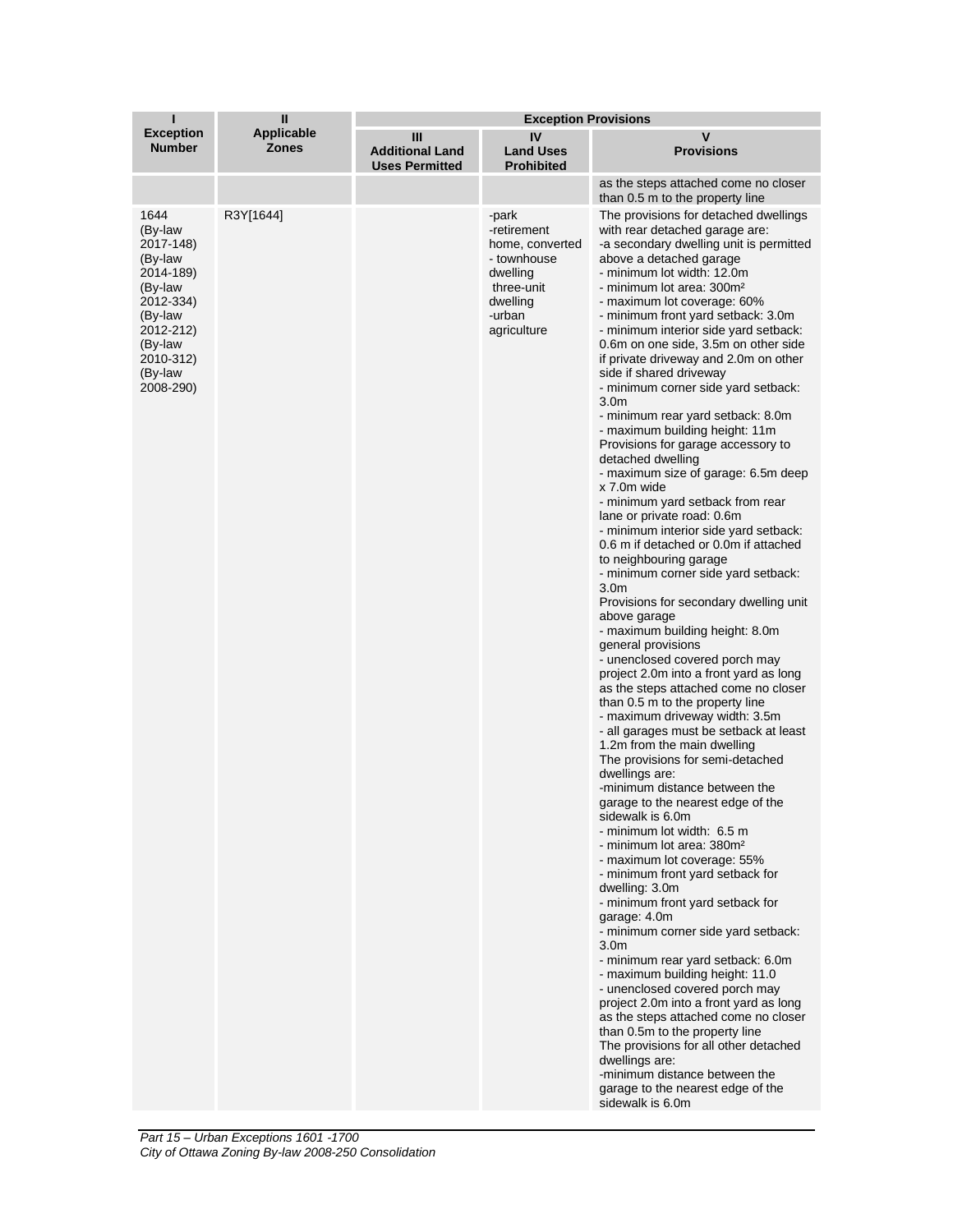| I<br>Exception Number | II<br>Applicable Zones | Exception Provisions | | |
|---|---|---|---|---|
| | | III<br>Additional Land Uses Permitted | IV<br>Land Uses Prohibited | V<br>Provisions |
| | | | | as the steps attached come no closer than 0.5 m to the property line |
| 1644<br>(By-law 2017-148)<br>(By-law 2014-189)<br>(By-law 2012-334)<br>(By-law 2012-212)<br>(By-law 2010-312)<br>(By-law 2008-290) | R3Y[1644] | | -park<br>-retirement home, converted<br>- townhouse dwelling<br>three-unit dwelling<br>-urban agriculture | The provisions for detached dwellings with rear detached garage are:<br>-a secondary dwelling unit is permitted above a detached garage<br>- minimum lot width: 12.0m<br>- minimum lot area: 300m²<br>- maximum lot coverage: 60%<br>- minimum front yard setback: 3.0m<br>- minimum interior side yard setback: 0.6m on one side, 3.5m on other side if private driveway and 2.0m on other side if shared driveway<br>- minimum corner side yard setback: 3.0m<br>- minimum rear yard setback: 8.0m<br>- maximum building height: 11m<br>Provisions for garage accessory to detached dwelling<br>- maximum size of garage: 6.5m deep x 7.0m wide<br>- minimum yard setback from rear lane or private road: 0.6m<br>- minimum interior side yard setback: 0.6 m if detached or 0.0m if attached to neighbouring garage<br>- minimum corner side yard setback: 3.0m<br>Provisions for secondary dwelling unit above garage<br>- maximum building height: 8.0m<br>general provisions<br>- unenclosed covered porch may project 2.0m into a front yard as long as the steps attached come no closer than 0.5 m to the property line<br>- maximum driveway width: 3.5m<br>- all garages must be setback at least 1.2m from the main dwelling<br>The provisions for semi-detached dwellings are:<br>-minimum distance between the garage to the nearest edge of the sidewalk is 6.0m<br>- minimum lot width: 6.5 m<br>- minimum lot area: 380m²<br>- maximum lot coverage: 55%<br>- minimum front yard setback for dwelling: 3.0m<br>- minimum front yard setback for garage: 4.0m<br>- minimum corner side yard setback: 3.0m<br>- minimum rear yard setback: 6.0m<br>- maximum building height: 11.0<br>- unenclosed covered porch may project 2.0m into a front yard as long as the steps attached come no closer than 0.5m to the property line<br>The provisions for all other detached dwellings are:<br>-minimum distance between the garage to the nearest edge of the sidewalk is 6.0m |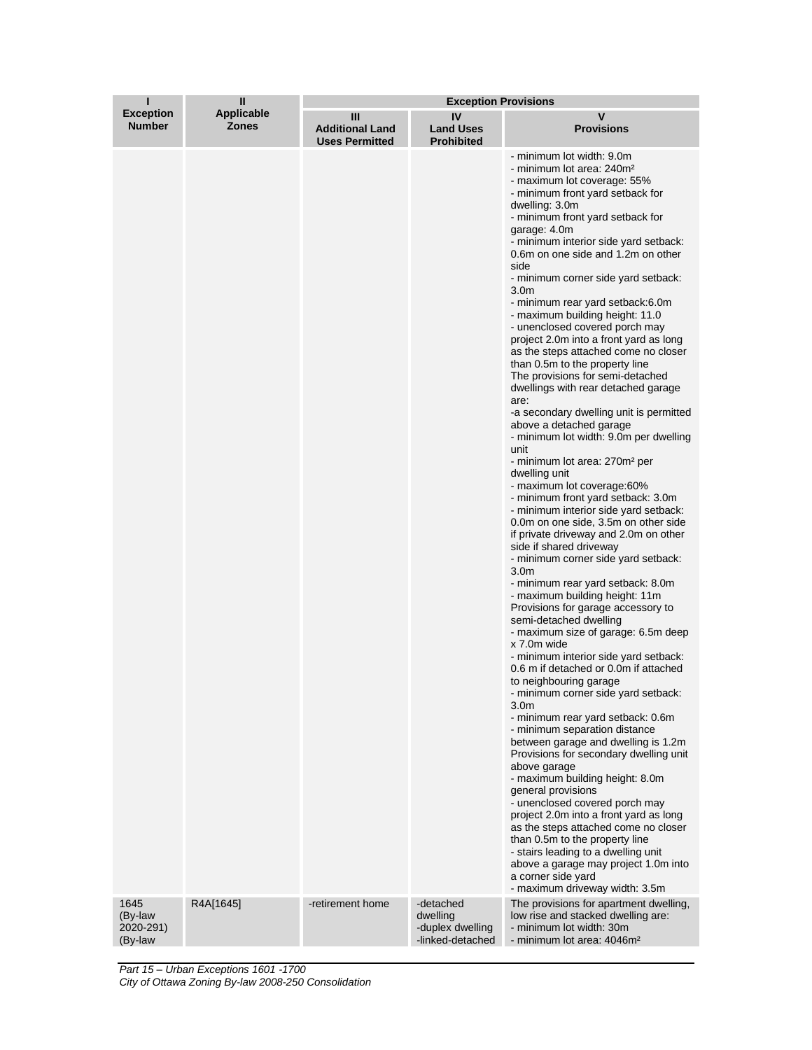| I<br>Exception Number | II<br>Applicable Zones | Exception Provisions | | |
|---|---|---|---|---|
| | | III<br>Additional Land Uses Permitted | IV<br>Land Uses Prohibited | V<br>Provisions |
| | | | | - minimum lot width: 9.0m<br>- minimum lot area: 240m²<br>- maximum lot coverage: 55%<br>- minimum front yard setback for dwelling: 3.0m<br>- minimum front yard setback for garage: 4.0m<br>- minimum interior side yard setback: 0.6m on one side and 1.2m on other side<br>- minimum corner side yard setback: 3.0m<br>- minimum rear yard setback:6.0m<br>- maximum building height: 11.0<br>- unenclosed covered porch may project 2.0m into a front yard as long as the steps attached come no closer than 0.5m to the property line<br>The provisions for semi-detached dwellings with rear detached garage are:<br>-a secondary dwelling unit is permitted above a detached garage<br>- minimum lot width: 9.0m per dwelling unit<br>- minimum lot area: 270m² per dwelling unit<br>- maximum lot coverage:60%<br>- minimum front yard setback: 3.0m<br>- minimum interior side yard setback: 0.0m on one side, 3.5m on other side if private driveway and 2.0m on other side if shared driveway<br>- minimum corner side yard setback: 3.0m<br>- minimum rear yard setback: 8.0m<br>- maximum building height: 11m<br>Provisions for garage accessory to semi-detached dwelling<br>- maximum size of garage: 6.5m deep x 7.0m wide<br>- minimum interior side yard setback: 0.6 m if detached or 0.0m if attached to neighbouring garage<br>- minimum corner side yard setback: 3.0m<br>- minimum rear yard setback: 0.6m<br>- minimum separation distance between garage and dwelling is 1.2m<br>Provisions for secondary dwelling unit above garage<br>- maximum building height: 8.0m<br>general provisions<br>- unenclosed covered porch may project 2.0m into a front yard as long as the steps attached come no closer than 0.5m to the property line<br>- stairs leading to a dwelling unit above a garage may project 1.0m into a corner side yard<br>- maximum driveway width: 3.5m |
| 1645<br>(By-law 2020-291)<br>(By-law | R4A[1645] | -retirement home | -detached dwelling<br>-duplex dwelling<br>-linked-detached | The provisions for apartment dwelling, low rise and stacked dwelling are:<br>- minimum lot width: 30m<br>- minimum lot area: 4046m² |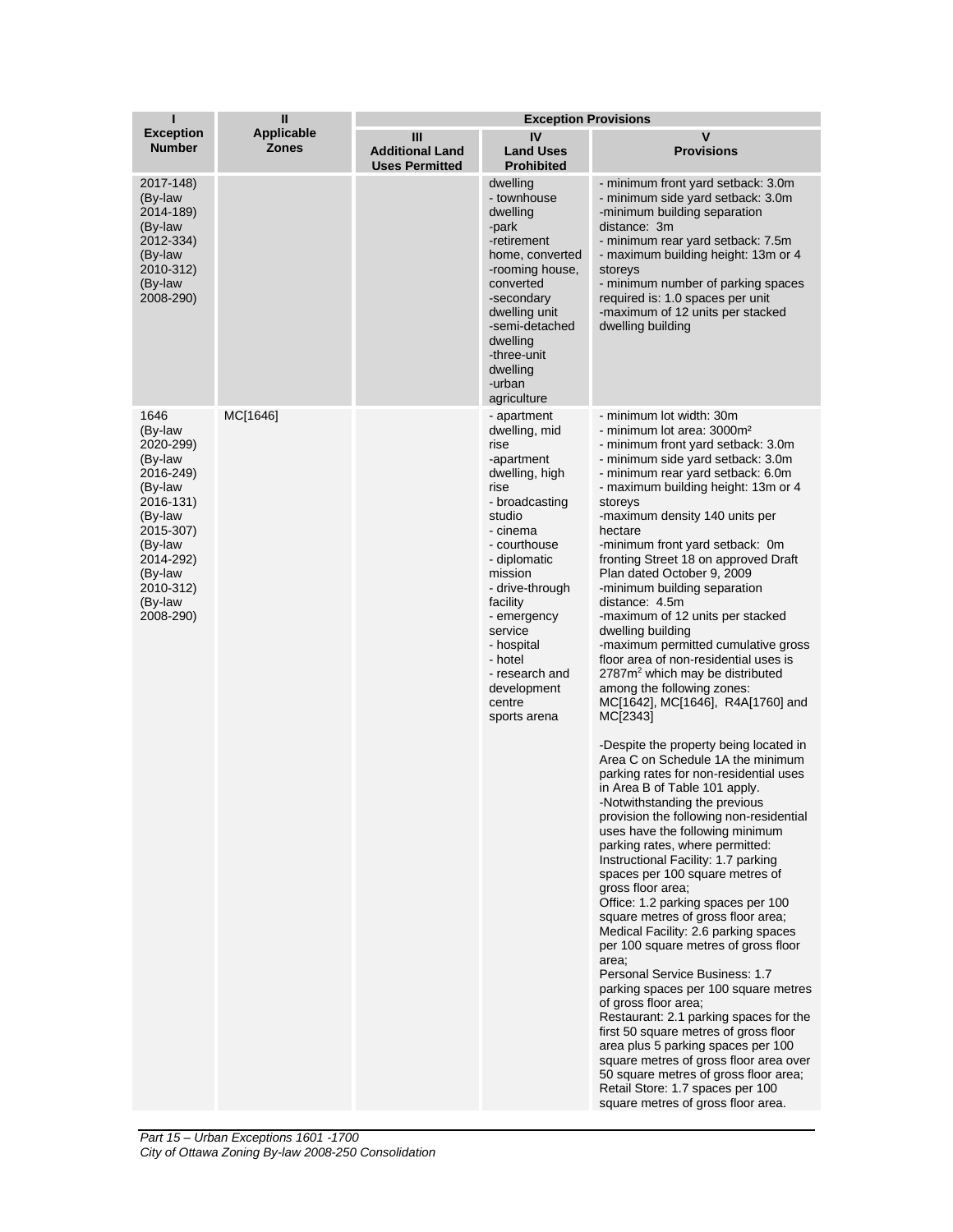| I<br>Exception Number | II<br>Applicable Zones | Exception Provisions | | |
|---|---|---|---|---|
| | | III<br>Additional Land Uses Permitted | IV<br>Land Uses Prohibited | V<br>Provisions |
| 2017-148)<br>(By-law 2014-189)<br>(By-law 2012-334)<br>(By-law 2010-312)<br>(By-law 2008-290) | | | dwelling<br>- townhouse dwelling<br>-park<br>-retirement home, converted<br>-rooming house, converted<br>-secondary dwelling unit<br>-semi-detached dwelling<br>-three-unit dwelling<br>-urban agriculture | - minimum front yard setback: 3.0m<br>- minimum side yard setback: 3.0m<br>-minimum building separation distance: 3m<br>- minimum rear yard setback: 7.5m<br>- maximum building height: 13m or 4 storeys<br>- minimum number of parking spaces required is: 1.0 spaces per unit<br>-maximum of 12 units per stacked dwelling building |
| 1646<br>(By-law 2020-299)<br>(By-law 2016-249)<br>(By-law 2016-131)<br>(By-law 2015-307)<br>(By-law 2014-292)<br>(By-law 2010-312)<br>(By-law 2008-290) | MC[1646] | | - apartment dwelling, mid rise<br>-apartment dwelling, high rise<br>- broadcasting studio<br>- cinema<br>- courthouse<br>- diplomatic mission<br>- drive-through facility<br>- emergency service<br>- hospital<br>- hotel<br>- research and development centre<br>sports arena | - minimum lot width: 30m<br>- minimum lot area: 3000m²<br>- minimum front yard setback: 3.0m<br>- minimum side yard setback: 3.0m<br>- minimum rear yard setback: 6.0m<br>- maximum building height: 13m or 4 storeys<br>-maximum density 140 units per hectare<br>-minimum front yard setback: 0m fronting Street 18 on approved Draft Plan dated October 9, 2009<br>-minimum building separation distance: 4.5m<br>-maximum of 12 units per stacked dwelling building<br>-maximum permitted cumulative gross floor area of non-residential uses is 2787m² which may be distributed among the following zones: MC[1642], MC[1646], R4A[1760] and MC[2343]<br><br>-Despite the property being located in Area C on Schedule 1A the minimum parking rates for non-residential uses in Area B of Table 101 apply.<br>-Notwithstanding the previous provision the following non-residential uses have the following minimum parking rates, where permitted:<br>Instructional Facility: 1.7 parking spaces per 100 square metres of gross floor area;<br>Office: 1.2 parking spaces per 100 square metres of gross floor area;<br>Medical Facility: 2.6 parking spaces per 100 square metres of gross floor area;<br>Personal Service Business: 1.7 parking spaces per 100 square metres of gross floor area;<br>Restaurant: 2.1 parking spaces for the first 50 square metres of gross floor area plus 5 parking spaces per 100 square metres of gross floor area over 50 square metres of gross floor area;<br>Retail Store: 1.7 spaces per 100 square metres of gross floor area. |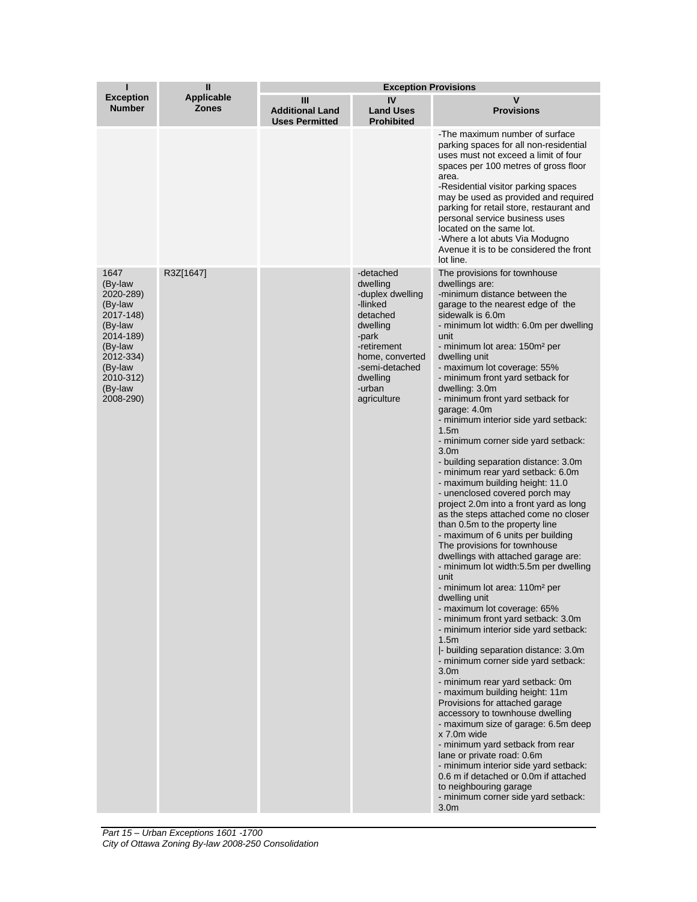| I<br>Exception Number | II<br>Applicable Zones | Exception Provisions | | |
|---|---|---|---|---|
| | | III<br>Additional Land Uses Permitted | IV<br>Land Uses Prohibited | V<br>Provisions |
| | | | | -The maximum number of surface parking spaces for all non-residential uses must not exceed a limit of four spaces per 100 metres of gross floor area.<br>-Residential visitor parking spaces may be used as provided and required parking for retail store, restaurant and personal service business uses located on the same lot.<br>-Where a lot abuts Via Modugno Avenue it is to be considered the front lot line. |
| 1647<br>(By-law 2020-289)<br>(By-law 2017-148)<br>(By-law 2014-189)<br>(By-law 2012-334)<br>(By-law 2010-312)<br>(By-law 2008-290) | R3Z[1647] | | -detached dwelling<br>-duplex dwelling<br>-llinked detached dwelling<br>-park<br>-retirement home, converted<br>-semi-detached dwelling<br>-urban agriculture | The provisions for townhouse dwellings are:<br>-minimum distance between the garage to the nearest edge of the sidewalk is 6.0m<br>- minimum lot width: 6.0m per dwelling unit<br>- minimum lot area: 150m² per dwelling unit<br>- maximum lot coverage: 55%<br>- minimum front yard setback for dwelling: 3.0m<br>- minimum front yard setback for garage: 4.0m<br>- minimum interior side yard setback: 1.5m<br>- minimum corner side yard setback: 3.0m<br>- building separation distance: 3.0m<br>- minimum rear yard setback: 6.0m<br>- maximum building height: 11.0<br>- unenclosed covered porch may project 2.0m into a front yard as long as the steps attached come no closer than 0.5m to the property line<br>- maximum of 6 units per building<br>The provisions for townhouse dwellings with attached garage are:<br>- minimum lot width:5.5m per dwelling unit<br>- minimum lot area: 110m² per dwelling unit<br>- maximum lot coverage: 65%<br>- minimum front yard setback: 3.0m<br>- minimum interior side yard setback: 1.5m<br>\|- building separation distance: 3.0m<br>- minimum corner side yard setback: 3.0m<br>- minimum rear yard setback: 0m<br>- maximum building height: 11m<br>Provisions for attached garage accessory to townhouse dwelling<br>- maximum size of garage: 6.5m deep x 7.0m wide<br>- minimum yard setback from rear lane or private road: 0.6m<br>- minimum interior side yard setback: 0.6 m if detached or 0.0m if attached to neighbouring garage<br>- minimum corner side yard setback: 3.0m |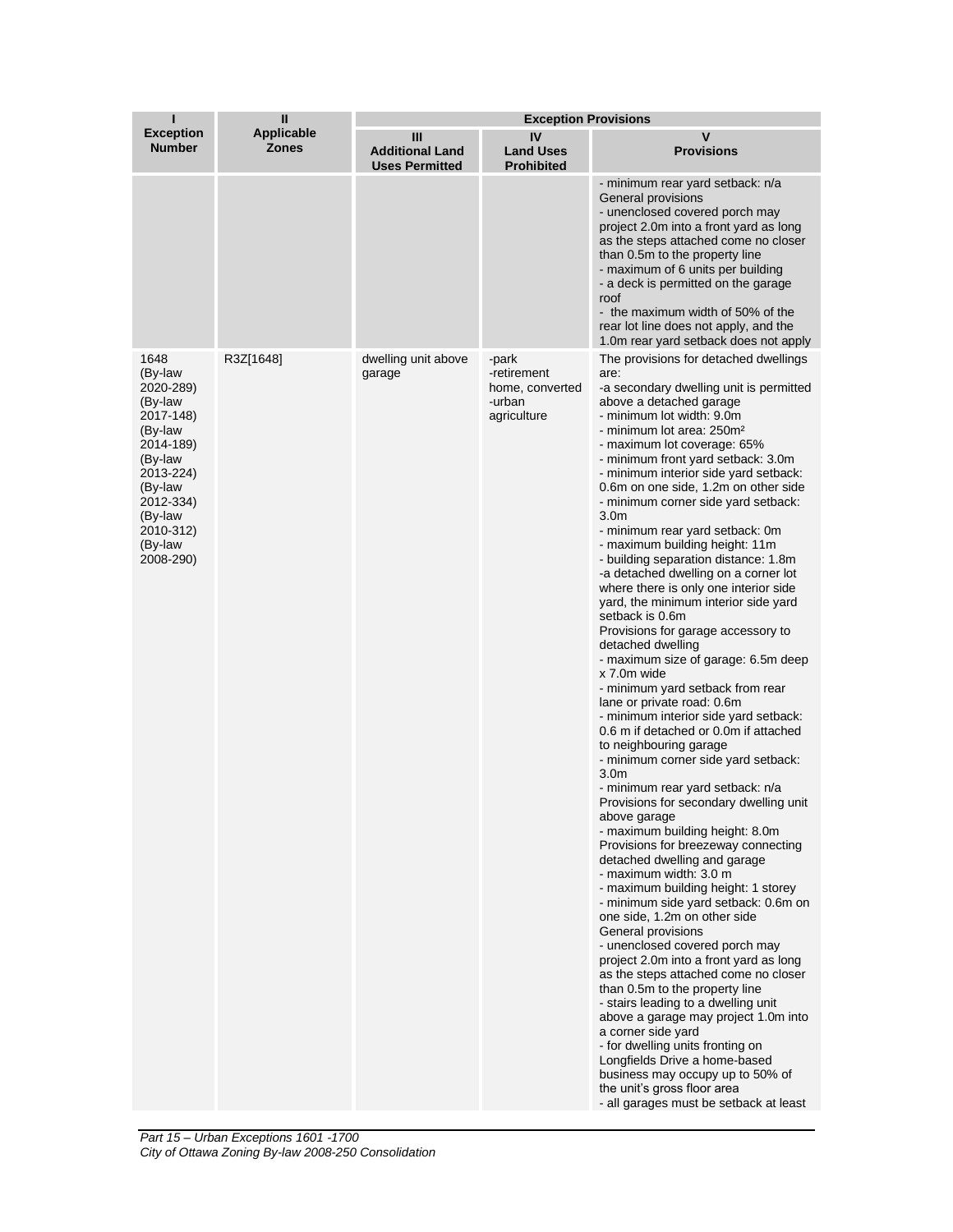| I<br>Exception Number | II<br>Applicable Zones | Exception Provisions | | |
|---|---|---|---|---|
| | | III<br>Additional Land Uses Permitted | IV<br>Land Uses Prohibited | V<br>Provisions |
| | | | | - minimum rear yard setback: n/a<br>General provisions<br>- unenclosed covered porch may project 2.0m into a front yard as long as the steps attached come no closer than 0.5m to the property line<br>- maximum of 6 units per building<br>- a deck is permitted on the garage roof<br>- the maximum width of 50% of the rear lot line does not apply, and the 1.0m rear yard setback does not apply |
| 1648<br>(By-law 2020-289)<br>(By-law 2017-148)<br>(By-law 2014-189)<br>(By-law 2013-224)<br>(By-law 2012-334)<br>(By-law 2010-312)<br>(By-law 2008-290) | R3Z[1648] | dwelling unit above garage | -park<br>-retirement home, converted<br>-urban agriculture | The provisions for detached dwellings are:<br>-a secondary dwelling unit is permitted above a detached garage<br>- minimum lot width: 9.0m<br>- minimum lot area: 250m²<br>- maximum lot coverage: 65%<br>- minimum front yard setback: 3.0m<br>- minimum interior side yard setback: 0.6m on one side, 1.2m on other side<br>- minimum corner side yard setback: 3.0m<br>- minimum rear yard setback: 0m<br>- maximum building height: 11m<br>- building separation distance: 1.8m<br>-a detached dwelling on a corner lot where there is only one interior side yard, the minimum interior side yard setback is 0.6m<br>Provisions for garage accessory to detached dwelling<br>- maximum size of garage: 6.5m deep x 7.0m wide<br>- minimum yard setback from rear lane or private road: 0.6m<br>- minimum interior side yard setback: 0.6 m if detached or 0.0m if attached to neighbouring garage<br>- minimum corner side yard setback: 3.0m<br>- minimum rear yard setback: n/a<br>Provisions for secondary dwelling unit above garage<br>- maximum building height: 8.0m<br>Provisions for breezeway connecting detached dwelling and garage<br>- maximum width: 3.0 m<br>- maximum building height: 1 storey<br>- minimum side yard setback: 0.6m on one side, 1.2m on other side<br>General provisions<br>- unenclosed covered porch may project 2.0m into a front yard as long as the steps attached come no closer than 0.5m to the property line<br>- stairs leading to a dwelling unit above a garage may project 1.0m into a corner side yard<br>- for dwelling units fronting on Longfields Drive a home-based business may occupy up to 50% of the unit's gross floor area<br>- all garages must be setback at least |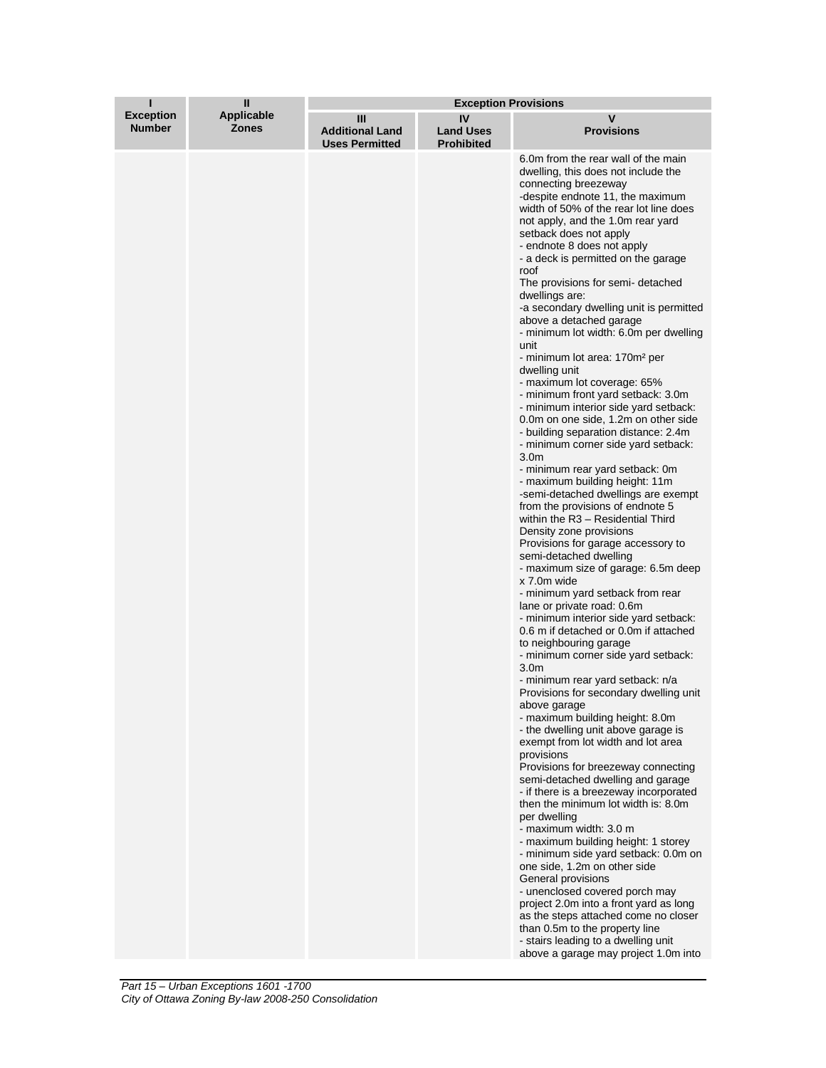| I<br>Exception Number | II<br>Applicable Zones | Exception Provisions | | |
|---|---|---|---|---|
| | | III<br>Additional Land Uses Permitted | IV<br>Land Uses Prohibited | V<br>Provisions |
| | | | | 6.0m from the rear wall of the main dwelling, this does not include the connecting breezeway<br>-despite endnote 11, the maximum width of 50% of the rear lot line does not apply, and the 1.0m rear yard setback does not apply<br>- endnote 8 does not apply<br>- a deck is permitted on the garage roof<br>The provisions for semi- detached dwellings are:<br>-a secondary dwelling unit is permitted above a detached garage<br>- minimum lot width: 6.0m per dwelling unit<br>- minimum lot area: 170m² per dwelling unit<br>- maximum lot coverage: 65%<br>- minimum front yard setback: 3.0m<br>- minimum interior side yard setback: 0.0m on one side, 1.2m on other side<br>- building separation distance: 2.4m<br>- minimum corner side yard setback: 3.0m<br>- minimum rear yard setback: 0m<br>- maximum building height: 11m<br>-semi-detached dwellings are exempt from the provisions of endnote 5 within the R3 – Residential Third Density zone provisions<br>Provisions for garage accessory to semi-detached dwelling<br>- maximum size of garage: 6.5m deep x 7.0m wide<br>- minimum yard setback from rear lane or private road: 0.6m<br>- minimum interior side yard setback: 0.6 m if detached or 0.0m if attached to neighbouring garage<br>- minimum corner side yard setback: 3.0m<br>- minimum rear yard setback: n/a<br>Provisions for secondary dwelling unit above garage<br>- maximum building height: 8.0m<br>- the dwelling unit above garage is exempt from lot width and lot area provisions<br>Provisions for breezeway connecting semi-detached dwelling and garage<br>- if there is a breezeway incorporated then the minimum lot width is: 8.0m per dwelling<br>- maximum width: 3.0 m<br>- maximum building height: 1 storey<br>- minimum side yard setback: 0.0m on one side, 1.2m on other side<br>General provisions<br>- unenclosed covered porch may project 2.0m into a front yard as long as the steps attached come no closer than 0.5m to the property line<br>- stairs leading to a dwelling unit above a garage may project 1.0m into |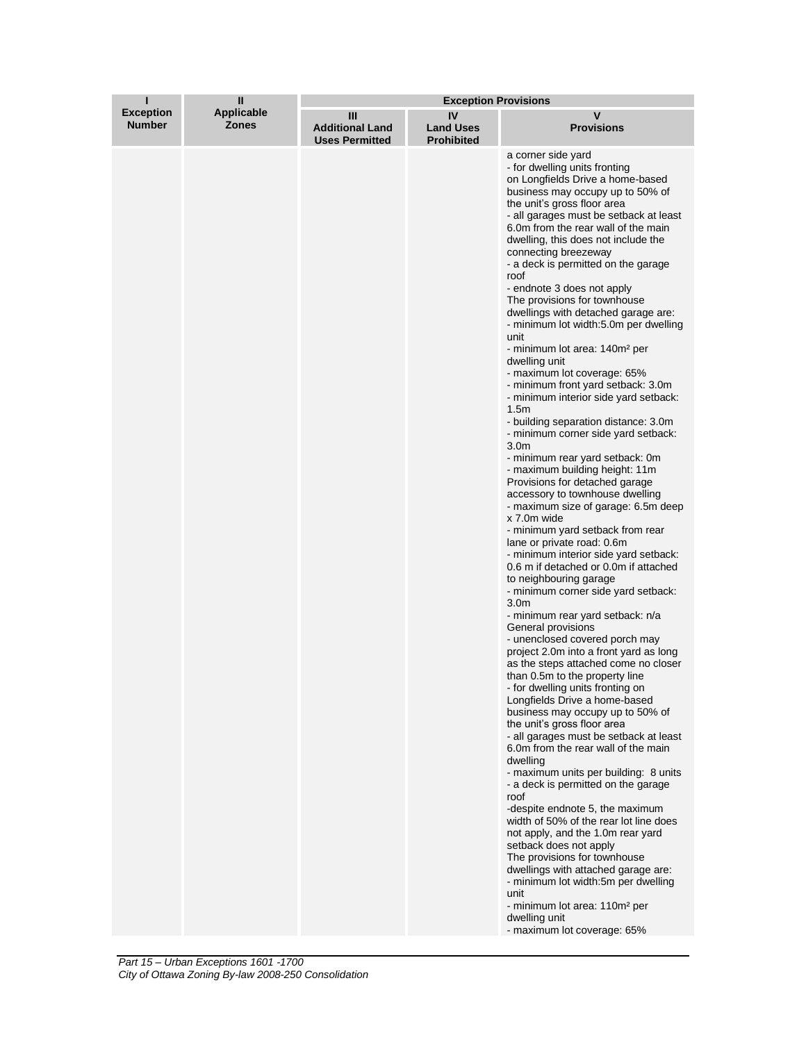| I<br>Exception Number | II<br>Applicable Zones | Exception Provisions | | |
|---|---|---|---|---|
| | | III<br>Additional Land Uses Permitted | IV<br>Land Uses Prohibited | V<br>Provisions |
| | | | | a corner side yard<br>- for dwelling units fronting on Longfields Drive a home-based business may occupy up to 50% of the unit's gross floor area<br>- all garages must be setback at least 6.0m from the rear wall of the main dwelling, this does not include the connecting breezeway<br>- a deck is permitted on the garage roof<br>- endnote 3 does not apply<br>The provisions for townhouse dwellings with detached garage are:<br>- minimum lot width:5.0m per dwelling unit<br>- minimum lot area: 140m² per dwelling unit<br>- maximum lot coverage: 65%<br>- minimum front yard setback: 3.0m<br>- minimum interior side yard setback: 1.5m<br>- building separation distance: 3.0m<br>- minimum corner side yard setback: 3.0m<br>- minimum rear yard setback: 0m<br>- maximum building height: 11m<br>Provisions for detached garage accessory to townhouse dwelling<br>- maximum size of garage: 6.5m deep x 7.0m wide<br>- minimum yard setback from rear lane or private road: 0.6m<br>- minimum interior side yard setback: 0.6 m if detached or 0.0m if attached to neighbouring garage<br>- minimum corner side yard setback: 3.0m<br>- minimum rear yard setback: n/a<br>General provisions<br>- unenclosed covered porch may project 2.0m into a front yard as long as the steps attached come no closer than 0.5m to the property line<br>- for dwelling units fronting on Longfields Drive a home-based business may occupy up to 50% of the unit's gross floor area<br>- all garages must be setback at least 6.0m from the rear wall of the main dwelling<br>- maximum units per building: 8 units<br>- a deck is permitted on the garage roof<br>-despite endnote 5, the maximum width of 50% of the rear lot line does not apply, and the 1.0m rear yard setback does not apply<br>The provisions for townhouse dwellings with attached garage are:<br>- minimum lot width:5m per dwelling unit<br>- minimum lot area: 110m² per dwelling unit<br>- maximum lot coverage: 65% |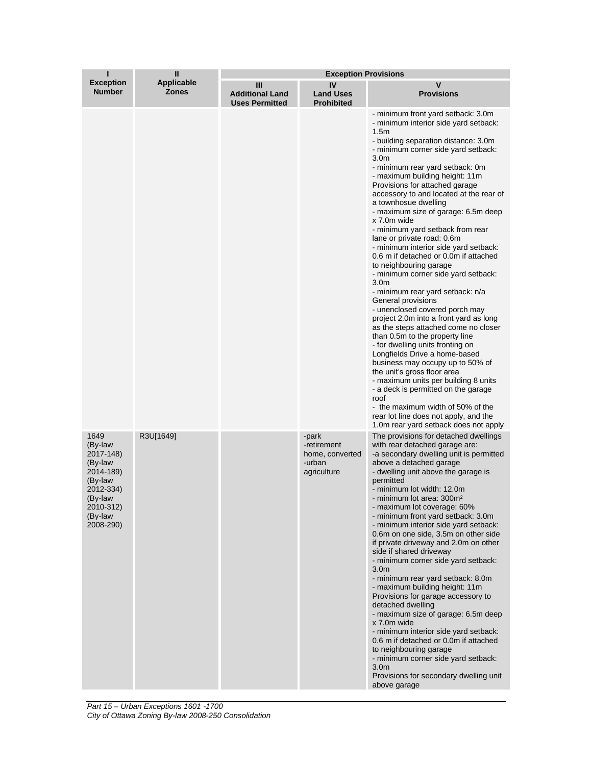| I<br>Exception Number | II<br>Applicable Zones | Exception Provisions | | |
|---|---|---|---|---|
| | | III<br>Additional Land Uses Permitted | IV<br>Land Uses Prohibited | V<br>Provisions |
| | | | | - minimum front yard setback: 3.0m<br>- minimum interior side yard setback: 1.5m<br>- building separation distance: 3.0m<br>- minimum corner side yard setback: 3.0m<br>- minimum rear yard setback: 0m<br>- maximum building height: 11m<br>Provisions for attached garage accessory to and located at the rear of a townhosue dwelling<br>- maximum size of garage: 6.5m deep x 7.0m wide<br>- minimum yard setback from rear lane or private road: 0.6m<br>- minimum interior side yard setback: 0.6 m if detached or 0.0m if attached to neighbouring garage<br>- minimum corner side yard setback: 3.0m<br>- minimum rear yard setback: n/a<br>General provisions<br>- unenclosed covered porch may project 2.0m into a front yard as long as the steps attached come no closer than 0.5m to the property line<br>- for dwelling units fronting on Longfields Drive a home-based business may occupy up to 50% of the unit's gross floor area<br>- maximum units per building 8 units<br>- a deck is permitted on the garage roof<br>- the maximum width of 50% of the rear lot line does not apply, and the 1.0m rear yard setback does not apply |
| 1649 (By-law 2017-148) (By-law 2014-189) (By-law 2012-334) (By-law 2010-312) (By-law 2008-290) | R3U[1649] | | -park<br>-retirement home, converted<br>-urban agriculture | The provisions for detached dwellings with rear detached garage are:<br>-a secondary dwelling unit is permitted above a detached garage<br>- dwelling unit above the garage is permitted<br>- minimum lot width: 12.0m<br>- minimum lot area: 300m²<br>- maximum lot coverage: 60%<br>- minimum front yard setback: 3.0m<br>- minimum interior side yard setback: 0.6m on one side, 3.5m on other side if private driveway and 2.0m on other side if shared driveway<br>- minimum corner side yard setback: 3.0m<br>- minimum rear yard setback: 8.0m<br>- maximum building height: 11m<br>Provisions for garage accessory to detached dwelling<br>- maximum size of garage: 6.5m deep x 7.0m wide<br>- minimum interior side yard setback: 0.6 m if detached or 0.0m if attached to neighbouring garage<br>- minimum corner side yard setback: 3.0m<br>Provisions for secondary dwelling unit above garage |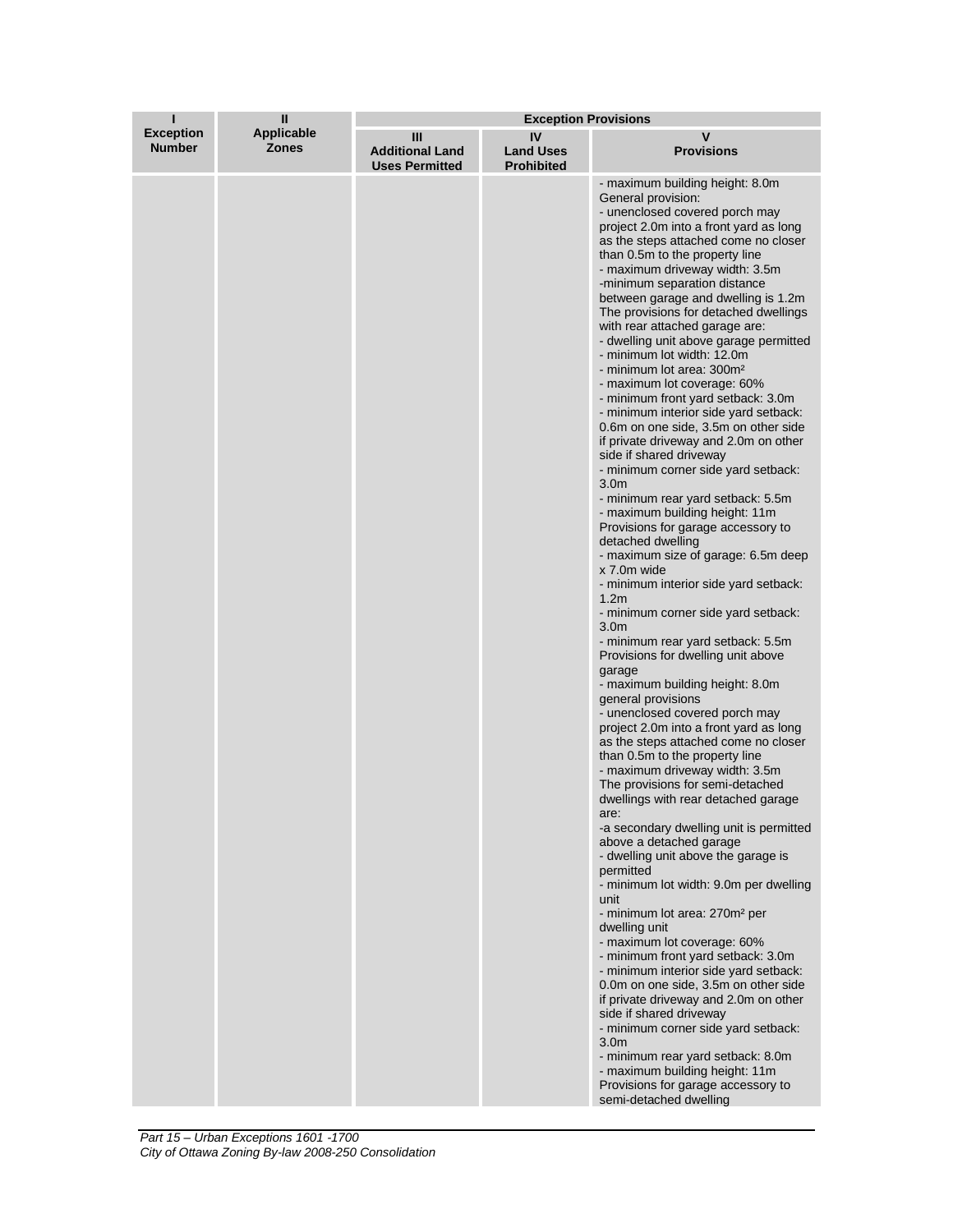| I<br>Exception Number | II<br>Applicable Zones | Exception Provisions | | |
|---|---|---|---|---|
| | | III<br>Additional Land Uses Permitted | IV<br>Land Uses Prohibited | V<br>Provisions |
| | | | | - maximum building height: 8.0m<br>General provision:<br>- unenclosed covered porch may project 2.0m into a front yard as long as the steps attached come no closer than 0.5m to the property line<br>- maximum driveway width: 3.5m<br>-minimum separation distance between garage and dwelling is 1.2m<br>The provisions for detached dwellings with rear attached garage are:<br>- dwelling unit above garage permitted<br>- minimum lot width: 12.0m<br>- minimum lot area: 300m²<br>- maximum lot coverage: 60%<br>- minimum front yard setback: 3.0m<br>- minimum interior side yard setback: 0.6m on one side, 3.5m on other side if private driveway and 2.0m on other side if shared driveway<br>- minimum corner side yard setback: 3.0m<br>- minimum rear yard setback: 5.5m<br>- maximum building height: 11m<br>Provisions for garage accessory to detached dwelling<br>- maximum size of garage: 6.5m deep x 7.0m wide<br>- minimum interior side yard setback: 1.2m<br>- minimum corner side yard setback: 3.0m<br>- minimum rear yard setback: 5.5m<br>Provisions for dwelling unit above garage<br>- maximum building height: 8.0m<br>general provisions<br>- unenclosed covered porch may project 2.0m into a front yard as long as the steps attached come no closer than 0.5m to the property line<br>- maximum driveway width: 3.5m<br>The provisions for semi-detached dwellings with rear detached garage are:<br>-a secondary dwelling unit is permitted above a detached garage<br>- dwelling unit above the garage is permitted<br>- minimum lot width: 9.0m per dwelling unit<br>- minimum lot area: 270m² per dwelling unit<br>- maximum lot coverage: 60%<br>- minimum front yard setback: 3.0m<br>- minimum interior side yard setback: 0.0m on one side, 3.5m on other side if private driveway and 2.0m on other side if shared driveway<br>- minimum corner side yard setback: 3.0m<br>- minimum rear yard setback: 8.0m<br>- maximum building height: 11m<br>Provisions for garage accessory to semi-detached dwelling |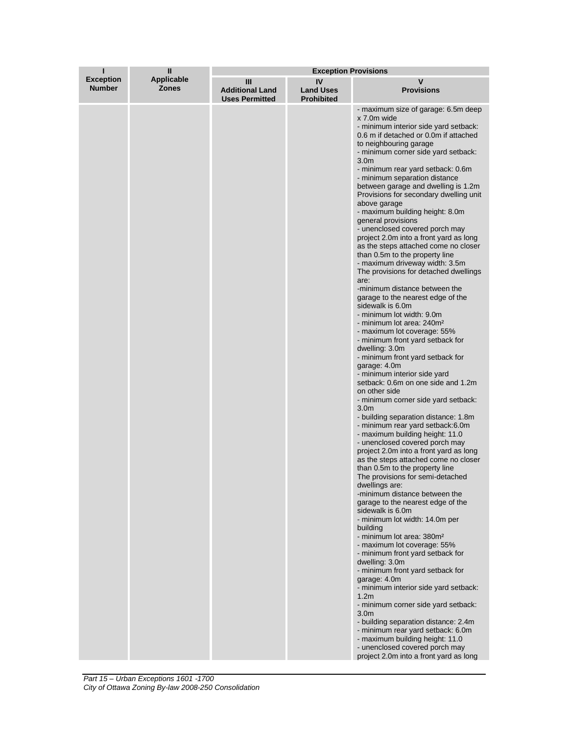| I<br>Exception Number | II<br>Applicable Zones | Exception Provisions | | |
|---|---|---|---|---|
| | | III<br>Additional Land Uses Permitted | IV<br>Land Uses Prohibited | V<br>Provisions |
| | | | | - maximum size of garage: 6.5m deep x 7.0m wide<br>- minimum interior side yard setback: 0.6 m if detached or 0.0m if attached to neighbouring garage<br>- minimum corner side yard setback: 3.0m<br>- minimum rear yard setback: 0.6m<br>- minimum separation distance between garage and dwelling is 1.2m<br>Provisions for secondary dwelling unit above garage<br>- maximum building height: 8.0m<br>general provisions<br>- unenclosed covered porch may project 2.0m into a front yard as long as the steps attached come no closer than 0.5m to the property line<br>- maximum driveway width: 3.5m<br>The provisions for detached dwellings are:<br>-minimum distance between the garage to the nearest edge of the sidewalk is 6.0m<br>- minimum lot width: 9.0m<br>- minimum lot area: 240m²<br>- maximum lot coverage: 55%<br>- minimum front yard setback for dwelling: 3.0m<br>- minimum front yard setback for garage: 4.0m<br>- minimum interior side yard setback: 0.6m on one side and 1.2m on other side<br>- minimum corner side yard setback: 3.0m<br>- building separation distance: 1.8m<br>- minimum rear yard setback:6.0m<br>- maximum building height: 11.0<br>- unenclosed covered porch may project 2.0m into a front yard as long as the steps attached come no closer than 0.5m to the property line<br>The provisions for semi-detached dwellings are:<br>-minimum distance between the garage to the nearest edge of the sidewalk is 6.0m<br>- minimum lot width: 14.0m per building<br>- minimum lot area: 380m²<br>- maximum lot coverage: 55%<br>- minimum front yard setback for dwelling: 3.0m<br>- minimum front yard setback for garage: 4.0m<br>- minimum interior side yard setback: 1.2m<br>- minimum corner side yard setback: 3.0m<br>- building separation distance: 2.4m<br>- minimum rear yard setback: 6.0m<br>- maximum building height: 11.0<br>- unenclosed covered porch may project 2.0m into a front yard as long |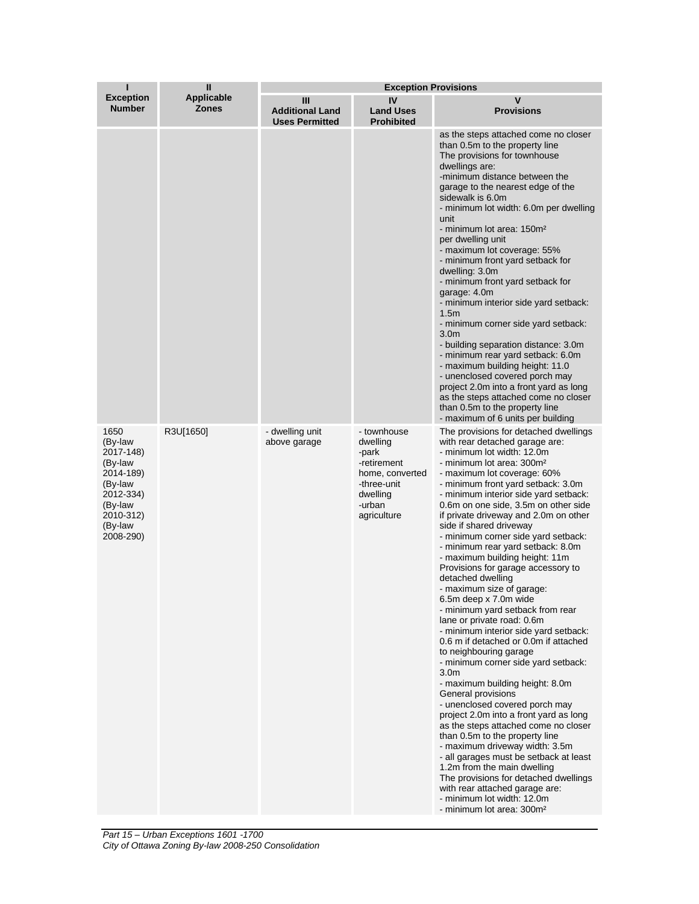| I<br>Exception Number | II<br>Applicable Zones | Exception Provisions | | |
|---|---|---|---|---|
| | | III<br>Additional Land Uses Permitted | IV<br>Land Uses Prohibited | V<br>Provisions |
| | | | | as the steps attached come no closer than 0.5m to the property line<br>The provisions for townhouse dwellings are:<br>-minimum distance between the garage to the nearest edge of the sidewalk is 6.0m<br>- minimum lot width: 6.0m per dwelling unit<br>- minimum lot area: 150m² per dwelling unit<br>- maximum lot coverage: 55%<br>- minimum front yard setback for dwelling: 3.0m<br>- minimum front yard setback for garage: 4.0m<br>- minimum interior side yard setback: 1.5m<br>- minimum corner side yard setback: 3.0m<br>- building separation distance: 3.0m<br>- minimum rear yard setback: 6.0m<br>- maximum building height: 11.0<br>- unenclosed covered porch may project 2.0m into a front yard as long as the steps attached come no closer than 0.5m to the property line<br>- maximum of 6 units per building |
| 1650<br>(By-law 2017-148)<br>(By-law 2014-189)<br>(By-law 2012-334)<br>(By-law 2010-312)<br>(By-law 2008-290) | R3U[1650] | - dwelling unit above garage | - townhouse dwelling<br>-park<br>-retirement home, converted<br>-three-unit dwelling<br>-urban agriculture | The provisions for detached dwellings with rear detached garage are:<br>- minimum lot width: 12.0m<br>- minimum lot area: 300m²<br>- maximum lot coverage: 60%<br>- minimum front yard setback: 3.0m<br>- minimum interior side yard setback: 0.6m on one side, 3.5m on other side if private driveway and 2.0m on other side if shared driveway<br>- minimum corner side yard setback:<br>- minimum rear yard setback: 8.0m<br>- maximum building height: 11m<br>Provisions for garage accessory to detached dwelling<br>- maximum size of garage: 6.5m deep x 7.0m wide<br>- minimum yard setback from rear lane or private road: 0.6m<br>- minimum interior side yard setback: 0.6 m if detached or 0.0m if attached to neighbouring garage<br>- minimum corner side yard setback: 3.0m<br>- maximum building height: 8.0m<br>General provisions<br>- unenclosed covered porch may project 2.0m into a front yard as long as the steps attached come no closer than 0.5m to the property line<br>- maximum driveway width: 3.5m<br>- all garages must be setback at least 1.2m from the main dwelling<br>The provisions for detached dwellings with rear attached garage are:<br>- minimum lot width: 12.0m<br>- minimum lot area: 300m² |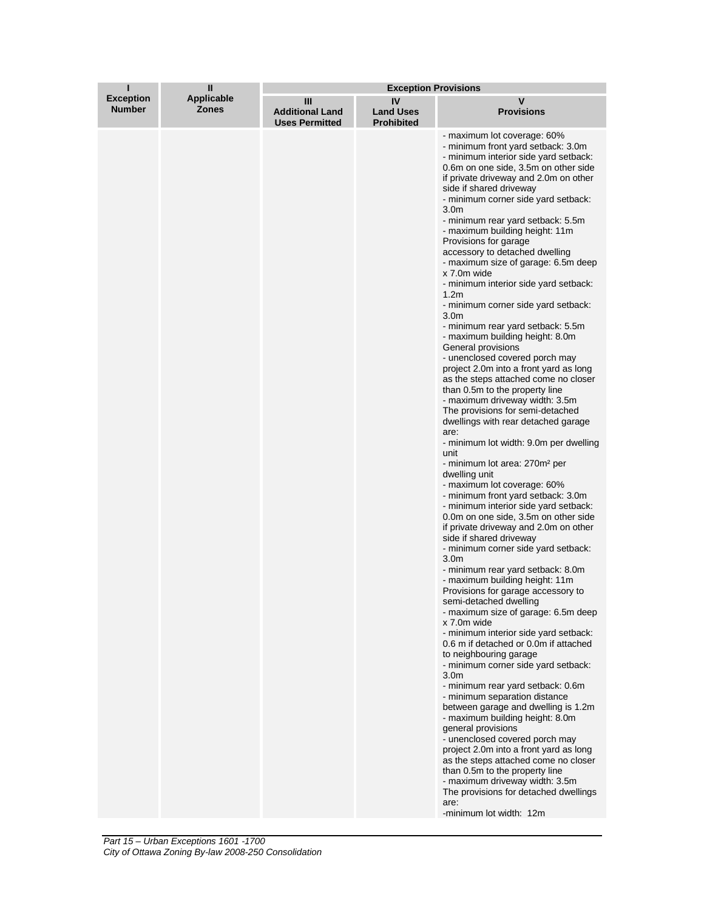| I<br>Exception Number | II<br>Applicable Zones | Exception Provisions | | |
|---|---|---|---|---|
| | | III<br>Additional Land Uses Permitted | IV<br>Land Uses Prohibited | V<br>Provisions |
| | | | | - maximum lot coverage: 60%<br>- minimum front yard setback: 3.0m<br>- minimum interior side yard setback: 0.6m on one side, 3.5m on other side if private driveway and 2.0m on other side if shared driveway<br>- minimum corner side yard setback: 3.0m<br>- minimum rear yard setback: 5.5m<br>- maximum building height: 11m<br>Provisions for garage accessory to detached dwelling<br>- maximum size of garage: 6.5m deep x 7.0m wide<br>- minimum interior side yard setback: 1.2m<br>- minimum corner side yard setback: 3.0m<br>- minimum rear yard setback: 5.5m<br>- maximum building height: 8.0m<br>General provisions<br>- unenclosed covered porch may project 2.0m into a front yard as long as the steps attached come no closer than 0.5m to the property line<br>- maximum driveway width: 3.5m<br>The provisions for semi-detached dwellings with rear detached garage are:<br>- minimum lot width: 9.0m per dwelling unit<br>- minimum lot area: 270m² per dwelling unit<br>- maximum lot coverage: 60%<br>- minimum front yard setback: 3.0m<br>- minimum interior side yard setback: 0.0m on one side, 3.5m on other side if private driveway and 2.0m on other side if shared driveway<br>- minimum corner side yard setback: 3.0m<br>- minimum rear yard setback: 8.0m<br>- maximum building height: 11m<br>Provisions for garage accessory to semi-detached dwelling<br>- maximum size of garage: 6.5m deep x 7.0m wide<br>- minimum interior side yard setback: 0.6 m if detached or 0.0m if attached to neighbouring garage<br>- minimum corner side yard setback: 3.0m<br>- minimum rear yard setback: 0.6m<br>- minimum separation distance between garage and dwelling is 1.2m<br>- maximum building height: 8.0m<br>general provisions<br>- unenclosed covered porch may project 2.0m into a front yard as long as the steps attached come no closer than 0.5m to the property line<br>- maximum driveway width: 3.5m<br>The provisions for detached dwellings are:<br>-minimum lot width: 12m |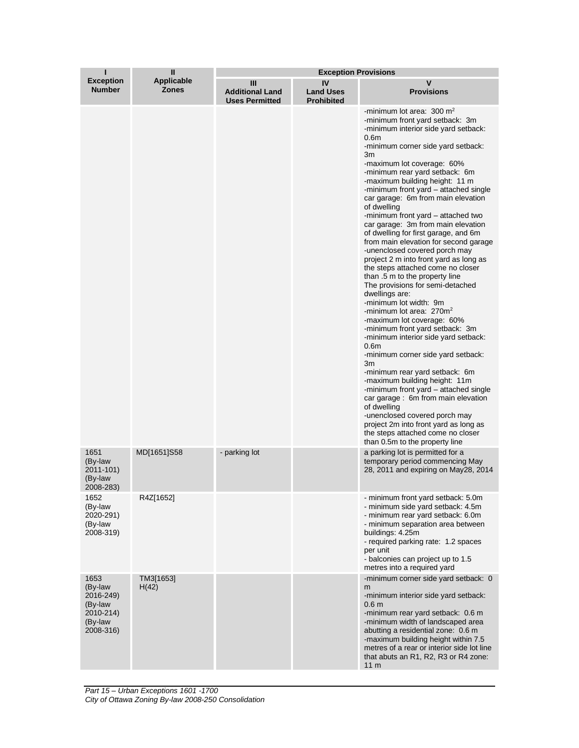| I<br>Exception Number | II<br>Applicable Zones | Exception Provisions | | |
|---|---|---|---|---|
| | | III<br>Additional Land Uses Permitted | IV<br>Land Uses Prohibited | V<br>Provisions |
| | | | | -minimum lot area: 300 m$^2$<br>-minimum front yard setback: 3m<br>-minimum interior side yard setback: 0.6m<br>-minimum corner side yard setback: 3m<br>-maximum lot coverage: 60%<br>-minimum rear yard setback: 6m<br>-maximum building height: 11 m<br>-minimum front yard – attached single car garage: 6m from main elevation of dwelling<br>-minimum front yard – attached two car garage: 3m from main elevation of dwelling for first garage, and 6m from main elevation for second garage<br>-unenclosed covered porch may project 2 m into front yard as long as the steps attached come no closer than .5 m to the property line<br>The provisions for semi-detached dwellings are:<br>-minimum lot width: 9m<br>-minimum lot area: 270m$^2$<br>-maximum lot coverage: 60%<br>-minimum front yard setback: 3m<br>-minimum interior side yard setback: 0.6m<br>-minimum corner side yard setback: 3m<br>-minimum rear yard setback: 6m<br>-maximum building height: 11m<br>-minimum front yard – attached single car garage : 6m from main elevation of dwelling<br>-unenclosed covered porch may project 2m into front yard as long as the steps attached come no closer than 0.5m to the property line |
| 1651<br>(By-law 2011-101)<br>(By-law 2008-283) | MD[1651]S58 | - parking lot | | a parking lot is permitted for a temporary period commencing May 28, 2011 and expiring on May28, 2014 |
| 1652<br>(By-law 2020-291)<br>(By-law 2008-319) | R4Z[1652] | | | - minimum front yard setback: 5.0m<br>- minimum side yard setback: 4.5m<br>- minimum rear yard setback: 6.0m<br>- minimum separation area between buildings: 4.25m<br>- required parking rate: 1.2 spaces per unit<br>- balconies can project up to 1.5 metres into a required yard |
| 1653<br>(By-law 2016-249)<br>(By-law 2010-214)<br>(By-law 2008-316) | TM3[1653] H(42) | | | -minimum corner side yard setback: 0 m<br>-minimum interior side yard setback: 0.6 m<br>-minimum rear yard setback: 0.6 m<br>-minimum width of landscaped area abutting a residential zone: 0.6 m<br>-maximum building height within 7.5 metres of a rear or interior side lot line that abuts an R1, R2, R3 or R4 zone: 11 m |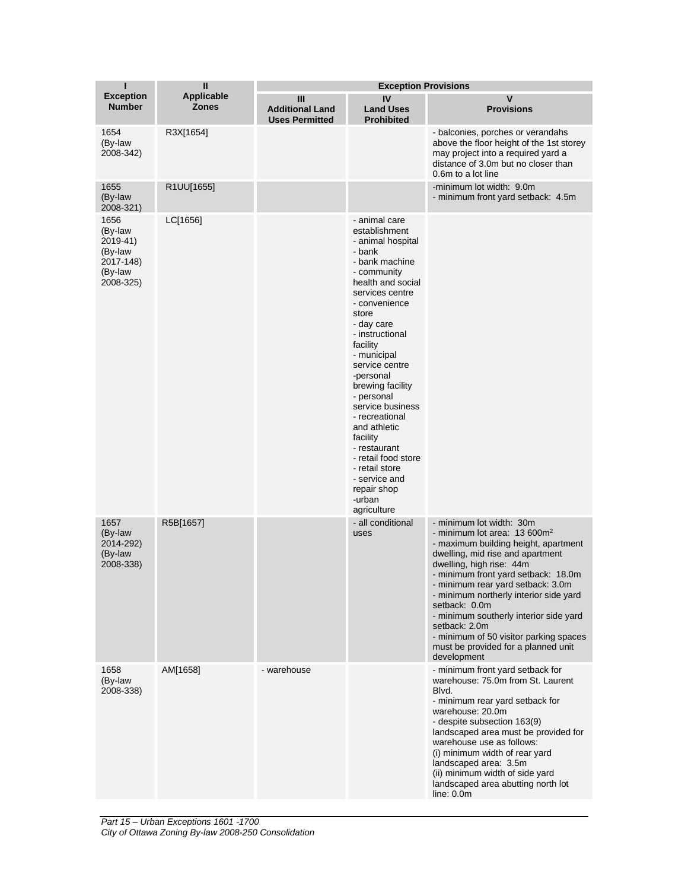| I<br>Exception Number | II<br>Applicable Zones | Exception Provisions | | |
|---|---|---|---|---|
| | | III<br>Additional Land Uses Permitted | IV<br>Land Uses Prohibited | V<br>Provisions |
| 1654<br>(By-law 2008-342) | R3X[1654] | | | - balconies, porches or verandahs above the floor height of the 1st storey may project into a required yard a distance of 3.0m but no closer than 0.6m to a lot line |
| 1655<br>(By-law 2008-321) | R1UU[1655] | | | -minimum lot width: 9.0m<br>- minimum front yard setback: 4.5m |
| 1656<br>(By-law 2019-41)<br>(By-law 2017-148)<br>(By-law 2008-325) | LC[1656] | | - animal care establishment<br>- animal hospital<br>- bank<br>- bank machine<br>- community health and social services centre<br>- convenience store<br>- day care<br>- instructional facility<br>- municipal service centre<br>-personal brewing facility<br>- personal service business<br>- recreational and athletic facility<br>- restaurant<br>- retail food store<br>- retail store<br>- service and repair shop<br>-urban agriculture | |
| 1657<br>(By-law 2014-292)<br>(By-law 2008-338) | R5B[1657] | | - all conditional uses | - minimum lot width: 30m<br>- minimum lot area: 13 600m²<br>- maximum building height, apartment dwelling, mid rise and apartment dwelling, high rise: 44m<br>- minimum front yard setback: 18.0m<br>- minimum rear yard setback: 3.0m<br>- minimum northerly interior side yard setback: 0.0m<br>- minimum southerly interior side yard setback: 2.0m<br>- minimum of 50 visitor parking spaces must be provided for a planned unit development |
| 1658<br>(By-law 2008-338) | AM[1658] | - warehouse | | - minimum front yard setback for warehouse: 75.0m from St. Laurent Blvd.<br>- minimum rear yard setback for warehouse: 20.0m<br>- despite subsection 163(9) landscaped area must be provided for warehouse use as follows:<br>(i) minimum width of rear yard landscaped area: 3.5m<br>(ii) minimum width of side yard landscaped area abutting north lot line: 0.0m |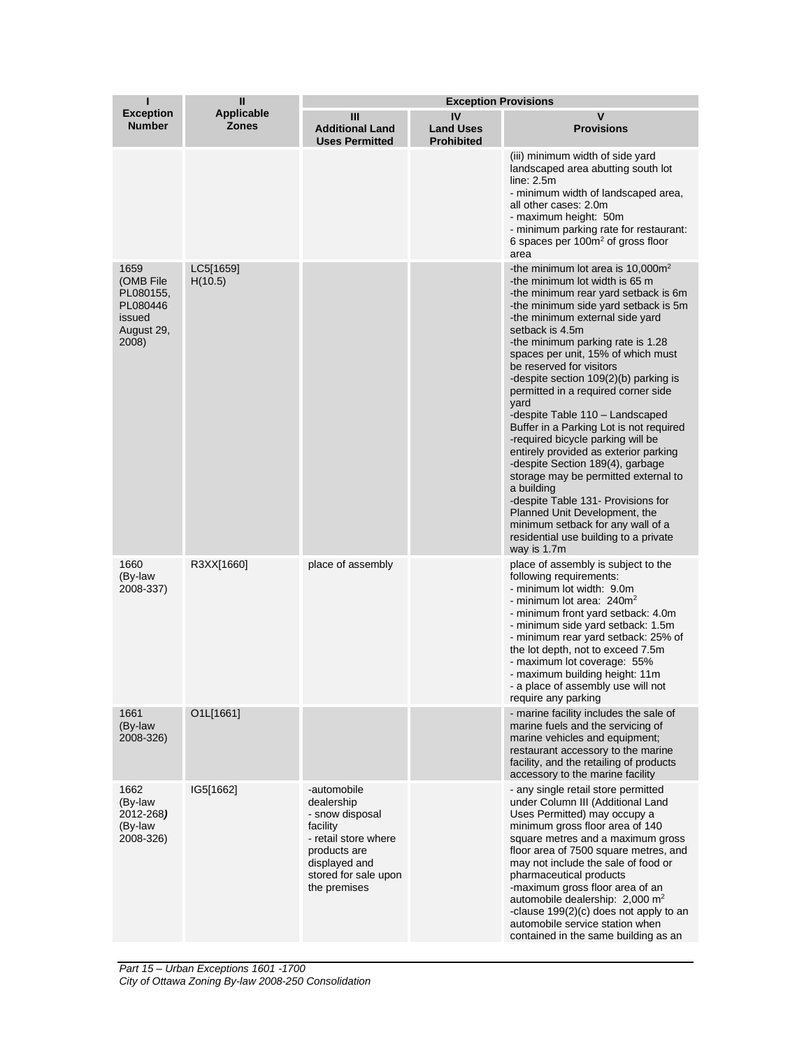| I<br>Exception Number | II<br>Applicable Zones | Exception Provisions | | |
|---|---|---|---|---|
| | | III<br>Additional Land Uses Permitted | IV<br>Land Uses Prohibited | V<br>Provisions |
| | | | | (iii) minimum width of side yard landscaped area abutting south lot line: 2.5m<br>- minimum width of landscaped area, all other cases: 2.0m<br>- maximum height: 50m<br>- minimum parking rate for restaurant: 6 spaces per 100m$^2$ of gross floor area |
| 1659<br>(OMB File PL080155, PL080446 issued August 29, 2008) | LC5[1659] H(10.5) | | | -the minimum lot area is 10,000m$^2$<br>-the minimum lot width is 65 m<br>-the minimum rear yard setback is 6m<br>-the minimum side yard setback is 5m<br>-the minimum external side yard setback is 4.5m<br>-the minimum parking rate is 1.28 spaces per unit, 15% of which must be reserved for visitors<br>-despite section 109(2)(b) parking is permitted in a required corner side yard<br>-despite Table 110 – Landscaped Buffer in a Parking Lot is not required<br>-required bicycle parking will be entirely provided as exterior parking<br>-despite Section 189(4), garbage storage may be permitted external to a building<br>-despite Table 131- Provisions for Planned Unit Development, the minimum setback for any wall of a residential use building to a private way is 1.7m |
| 1660<br>(By-law 2008-337) | R3XX[1660] | place of assembly | | place of assembly is subject to the following requirements:<br>- minimum lot width: 9.0m<br>- minimum lot area: 240m$^2$<br>- minimum front yard setback: 4.0m<br>- minimum side yard setback: 1.5m<br>- minimum rear yard setback: 25% of the lot depth, not to exceed 7.5m<br>- maximum lot coverage: 55%<br>- maximum building height: 11m<br>- a place of assembly use will not require any parking |
| 1661<br>(By-law 2008-326) | O1L[1661] | | | - marine facility includes the sale of marine fuels and the servicing of marine vehicles and equipment; restaurant accessory to the marine facility, and the retailing of products accessory to the marine facility |
| 1662<br>(By-law 2012-268)<br>(By-law 2008-326) | IG5[1662] | -automobile dealership<br>- snow disposal facility<br>- retail store where products are displayed and stored for sale upon the premises | | - any single retail store permitted under Column III (Additional Land Uses Permitted) may occupy a minimum gross floor area of 140 square metres and a maximum gross floor area of 7500 square metres, and may not include the sale of food or pharmaceutical products<br>-maximum gross floor area of an automobile dealership: 2,000 m$^2$<br>-clause 199(2)(c) does not apply to an automobile service station when contained in the same building as an |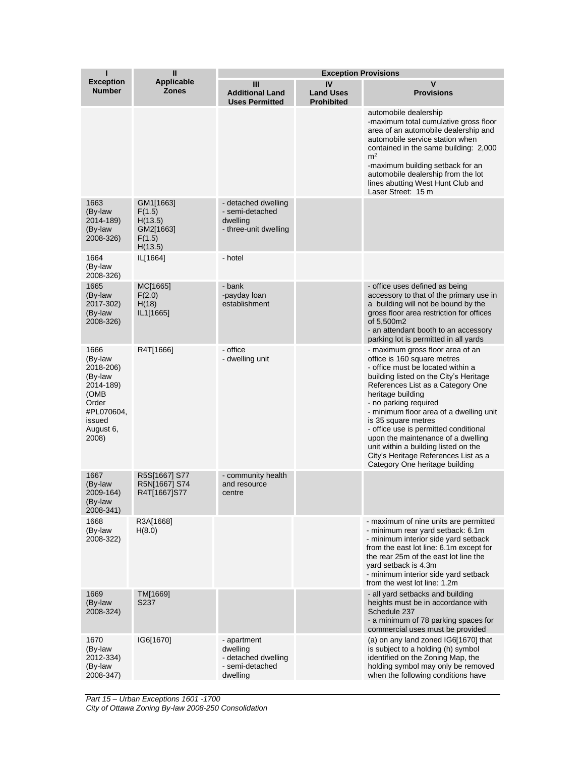| I<br>Exception Number | II<br>Applicable Zones | Exception Provisions | | |
|---|---|---|---|---|
| | | III<br>Additional Land Uses Permitted | IV<br>Land Uses Prohibited | V<br>Provisions |
| | | | | automobile dealership<br>-maximum total cumulative gross floor area of an automobile dealership and automobile service station when contained in the same building: 2,000 m$^2$<br>-maximum building setback for an automobile dealership from the lot lines abutting West Hunt Club and Laser Street: 15 m |
| 1663<br>(By-law 2014-189)<br>(By-law 2008-326) | GM1[1663]<br>F(1.5)<br>H(13.5)<br>GM2[1663]<br>F(1.5)<br>H(13.5) | - detached dwelling<br>- semi-detached dwelling<br>- three-unit dwelling | | |
| 1664<br>(By-law 2008-326) | IL[1664] | - hotel | | |
| 1665<br>(By-law 2017-302)<br>(By-law 2008-326) | MC[1665]<br>F(2.0)<br>H(18)<br>IL1[1665] | - bank<br>-payday loan establishment | | - office uses defined as being accessory to that of the primary use in a building will not be bound by the gross floor area restriction for offices of 5,500m2<br>- an attendant booth to an accessory parking lot is permitted in all yards |
| 1666<br>(By-law 2018-206)<br>(By-law 2014-189)<br>(OMB Order #PL070604, issued August 6, 2008) | R4T[1666] | - office<br>- dwelling unit | | - maximum gross floor area of an office is 160 square metres<br>- office must be located within a building listed on the City's Heritage References List as a Category One heritage building<br>- no parking required<br>- minimum floor area of a dwelling unit is 35 square metres<br>- office use is permitted conditional upon the maintenance of a dwelling unit within a building listed on the City's Heritage References List as a Category One heritage building |
| 1667<br>(By-law 2009-164)<br>(By-law 2008-341) | R5S[1667] S77<br>R5N[1667] S74<br>R4T[1667]S77 | - community health and resource centre | | |
| 1668<br>(By-law 2008-322) | R3A[1668]<br>H(8.0) | | | - maximum of nine units are permitted<br>- minimum rear yard setback: 6.1m<br>- minimum interior side yard setback from the east lot line: 6.1m except for the rear 25m of the east lot line the yard setback is 4.3m<br>- minimum interior side yard setback from the west lot line: 1.2m |
| 1669<br>(By-law 2008-324) | TM[1669]<br>S237 | | | - all yard setbacks and building heights must be in accordance with Schedule 237<br>- a minimum of 78 parking spaces for commercial uses must be provided |
| 1670<br>(By-law 2012-334)<br>(By-law 2008-347) | IG6[1670] | - apartment dwelling<br>- detached dwelling<br>- semi-detached dwelling | | (a) on any land zoned IG6[1670] that is subject to a holding (h) symbol identified on the Zoning Map, the holding symbol may only be removed when the following conditions have |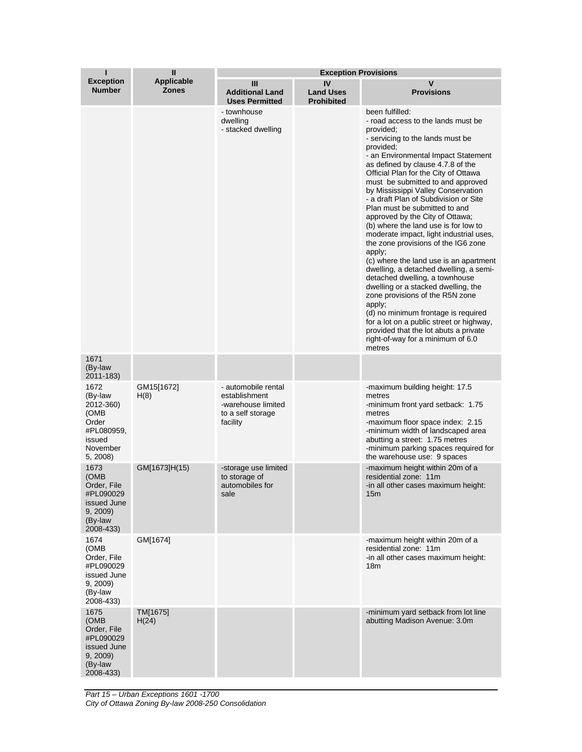| I<br>Exception Number | II<br>Applicable Zones | Exception Provisions | | |
|---|---|---|---|---|
| | | III<br>Additional Land Uses Permitted | IV<br>Land Uses Prohibited | V<br>Provisions |
| | | - townhouse dwelling<br>- stacked dwelling | | been fulfilled:<br>- road access to the lands must be provided;<br>- servicing to the lands must be provided;<br>- an Environmental Impact Statement as defined by clause 4.7.8 of the Official Plan for the City of Ottawa must be submitted to and approved by Mississippi Valley Conservation<br>- a draft Plan of Subdivision or Site Plan must be submitted to and approved by the City of Ottawa;<br>(b) where the land use is for low to moderate impact, light industrial uses, the zone provisions of the IG6 zone apply;<br>(c) where the land use is an apartment dwelling, a detached dwelling, a semi-detached dwelling, a townhouse dwelling or a stacked dwelling, the zone provisions of the R5N zone apply;<br>(d) no minimum frontage is required for a lot on a public street or highway, provided that the lot abuts a private right-of-way for a minimum of 6.0 metres |
| 1671<br>(By-law 2011-183) | | | | |
| 1672<br>(By-law 2012-360)<br>(OMB Order #PL080959, issued November 5, 2008) | GM15[1672] H(8) | - automobile rental establishment<br>-warehouse limited to a self storage facility | | -maximum building height: 17.5 metres<br>-minimum front yard setback: 1.75 metres<br>-maximum floor space index: 2.15<br>-minimum width of landscaped area abutting a street: 1.75 metres<br>-minimum parking spaces required for the warehouse use: 9 spaces |
| 1673<br>(OMB Order, File #PL090029 issued June 9, 2009)<br>(By-law 2008-433) | GM[1673]H(15) | -storage use limited to storage of automobiles for sale | | -maximum height within 20m of a residential zone: 11m<br>-in all other cases maximum height: 15m |
| 1674<br>(OMB Order, File #PL090029 issued June 9, 2009)<br>(By-law 2008-433) | GM[1674] | | | -maximum height within 20m of a residential zone: 11m<br>-in all other cases maximum height: 18m |
| 1675<br>(OMB Order, File #PL090029 issued June 9, 2009)<br>(By-law 2008-433) | TM[1675] H(24) | | | -minimum yard setback from lot line abutting Madison Avenue: 3.0m |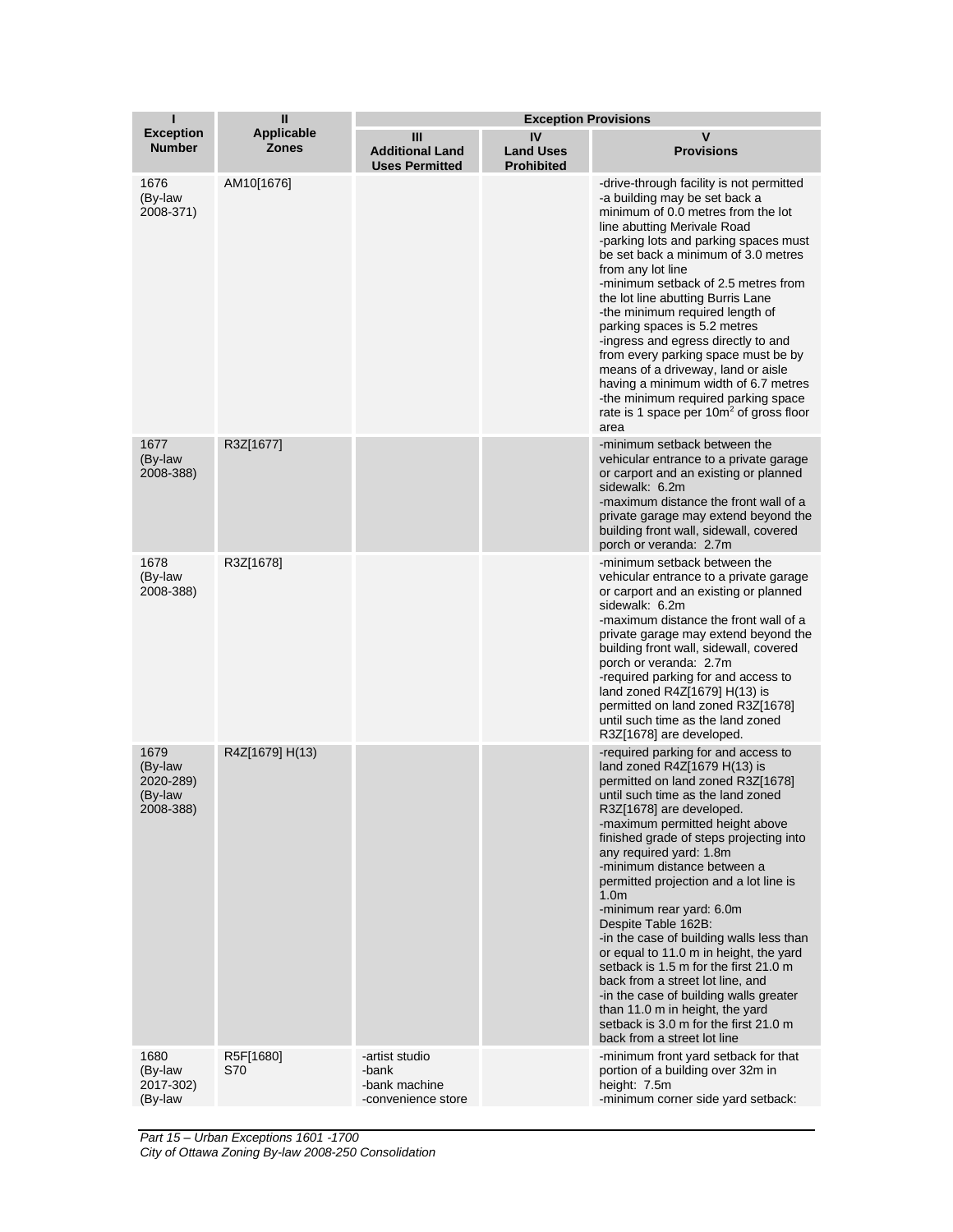| I<br>Exception Number | II<br>Applicable Zones | Exception Provisions | | |
|---|---|---|---|---|
| | | III<br>Additional Land Uses Permitted | IV<br>Land Uses Prohibited | V<br>Provisions |
| 1676<br>(By-law 2008-371) | AM10[1676] | | | -drive-through facility is not permitted<br>-a building may be set back a minimum of 0.0 metres from the lot line abutting Merivale Road<br>-parking lots and parking spaces must be set back a minimum of 3.0 metres from any lot line<br>-minimum setback of 2.5 metres from the lot line abutting Burris Lane<br>-the minimum required length of parking spaces is 5.2 metres<br>-ingress and egress directly to and from every parking space must be by means of a driveway, land or aisle having a minimum width of 6.7 metres<br>-the minimum required parking space rate is 1 space per 10m² of gross floor area |
| 1677<br>(By-law 2008-388) | R3Z[1677] | | | -minimum setback between the vehicular entrance to a private garage or carport and an existing or planned sidewalk: 6.2m<br>-maximum distance the front wall of a private garage may extend beyond the building front wall, sidewall, covered porch or veranda: 2.7m |
| 1678<br>(By-law 2008-388) | R3Z[1678] | | | -minimum setback between the vehicular entrance to a private garage or carport and an existing or planned sidewalk: 6.2m<br>-maximum distance the front wall of a private garage may extend beyond the building front wall, sidewall, covered porch or veranda: 2.7m<br>-required parking for and access to land zoned R4Z[1679] H(13) is permitted on land zoned R3Z[1678] until such time as the land zoned R3Z[1678] are developed. |
| 1679<br>(By-law 2020-289)<br>(By-law 2008-388) | R4Z[1679] H(13) | | | -required parking for and access to land zoned R4Z[1679 H(13) is permitted on land zoned R3Z[1678] until such time as the land zoned R3Z[1678] are developed.<br>-maximum permitted height above finished grade of steps projecting into any required yard: 1.8m<br>-minimum distance between a permitted projection and a lot line is 1.0m<br>-minimum rear yard: 6.0m<br>Despite Table 162B:<br>-in the case of building walls less than or equal to 11.0 m in height, the yard setback is 1.5 m for the first 21.0 m back from a street lot line, and<br>-in the case of building walls greater than 11.0 m in height, the yard setback is 3.0 m for the first 21.0 m back from a street lot line |
| 1680<br>(By-law 2017-302)<br>(By-law | R5F[1680]<br>S70 | -artist studio<br>-bank<br>-bank machine<br>-convenience store | | -minimum front yard setback for that portion of a building over 32m in height: 7.5m<br>-minimum corner side yard setback: |

*Part 15 – Urban Exceptions 1601 -1700*
*City of Ottawa Zoning By-law 2008-250 Consolidation*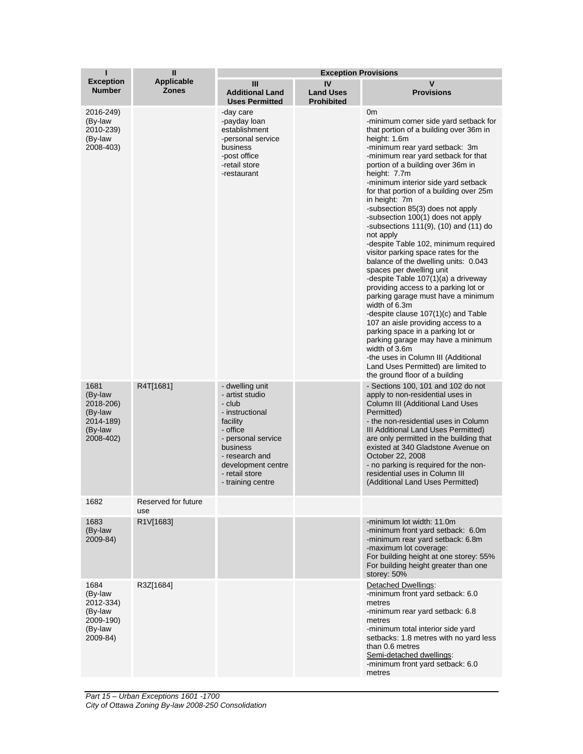| I<br>Exception Number | II<br>Applicable Zones | Exception Provisions | | |
|---|---|---|---|---|
| | | III<br>Additional Land Uses Permitted | IV<br>Land Uses Prohibited | V<br>Provisions |
| 2016-249)<br>(By-law 2010-239)<br>(By-law 2008-403) | | -day care<br>-payday loan establishment<br>-personal service business<br>-post office<br>-retail store<br>-restaurant | | 0m<br>-minimum corner side yard setback for that portion of a building over 36m in height: 1.6m<br>-minimum rear yard setback: 3m<br>-minimum rear yard setback for that portion of a building over 36m in height: 7.7m<br>-minimum interior side yard setback for that portion of a building over 25m in height: 7m<br>-subsection 85(3) does not apply<br>-subsection 100(1) does not apply<br>-subsections 111(9), (10) and (11) do not apply<br>-despite Table 102, minimum required visitor parking space rates for the balance of the dwelling units: 0.043 spaces per dwelling unit<br>-despite Table 107(1)(a) a driveway providing access to a parking lot or parking garage must have a minimum width of 6.3m<br>-despite clause 107(1)(c) and Table 107 an aisle providing access to a parking space in a parking lot or parking garage may have a minimum width of 3.6m<br>-the uses in Column III (Additional Land Uses Permitted) are limited to the ground floor of a building |
| 1681<br>(By-law 2018-206)<br>(By-law 2014-189)<br>(By-law 2008-402) | R4T[1681] | - dwelling unit<br>- artist studio<br>- club<br>- instructional facility<br>- office<br>- personal service business<br>- research and development centre<br>- retail store<br>- training centre | | - Sections 100, 101 and 102 do not apply to non-residential uses in Column III (Additional Land Uses Permitted)<br>- the non-residential uses in Column III Additional Land Uses Permitted) are only permitted in the building that existed at 340 Gladstone Avenue on October 22, 2008<br>- no parking is required for the non-residential uses in Column III (Additional Land Uses Permitted) |
| 1682 | Reserved for future use | | | |
| 1683<br>(By-law 2009-84) | R1V[1683] | | | -minimum lot width: 11.0m<br>-minimum front yard setback: 6.0m<br>-minimum rear yard setback: 6.8m<br>-maximum lot coverage:<br>For building height at one storey: 55%<br>For building height greater than one storey: 50% |
| 1684<br>(By-law 2012-334)<br>(By-law 2009-190)<br>(By-law 2009-84) | R3Z[1684] | | | Detached Dwellings:<br>-minimum front yard setback: 6.0 metres<br>-minimum rear yard setback: 6.8 metres<br>-minimum total interior side yard setbacks: 1.8 metres with no yard less than 0.6 metres<br>Semi-detached dwellings:<br>-minimum front yard setback: 6.0 metres |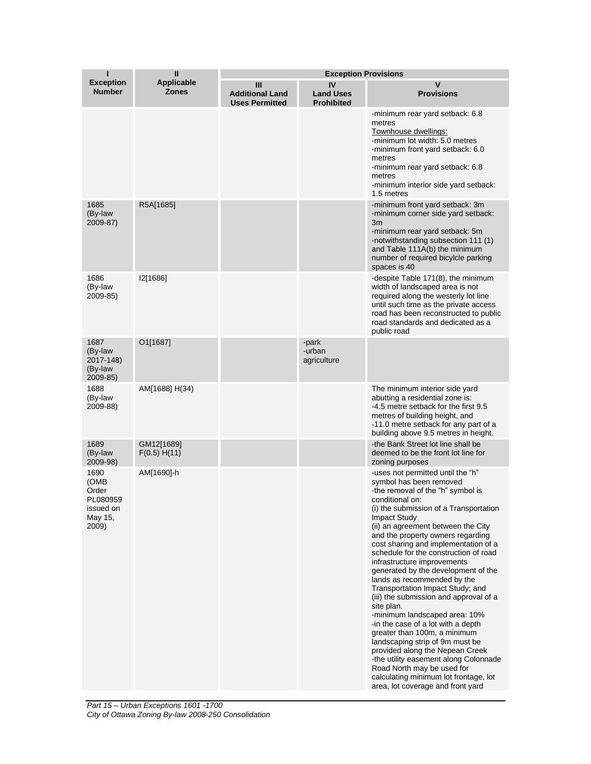| I<br>Exception Number | II<br>Applicable Zones | Exception Provisions | | |
|---|---|---|---|---|
| | | III<br>Additional Land Uses Permitted | IV<br>Land Uses Prohibited | V<br>Provisions |
| | | | | -minimum rear yard setback: 6.8 metres<br>Townhouse dwellings:<br>-minimum lot width: 5.0 metres<br>-minimum front yard setback: 6.0 metres<br>-minimum rear yard setback: 6.8 metres<br>-minimum interior side yard setback: 1.5 metres |
| 1685 (By-law 2009-87) | R5A[1685] | | | -minimum front yard setback: 3m<br>-minimum corner side yard setback: 3m<br>-minimum rear yard setback: 5m<br>-notwithstanding subsection 111 (1) and Table 111A(b) the minimum number of required bicylcle parking spaces is 40 |
| 1686 (By-law 2009-85) | I2[1686] | | | -despite Table 171(8), the minimum width of landscaped area is not required along the westerly lot line until such time as the private access road has been reconstructed to public road standards and dedicated as a public road |
| 1687 (By-law 2017-148) (By-law 2009-85) | O1[1687] | | -park<br>-urban agriculture | |
| 1688 (By-law 2009-88) | AM[1688] H(34) | | | The minimum interior side yard abutting a residential zone is:<br>-4.5 metre setback for the first 9.5 metres of building height, and<br>-11.0 metre setback for any part of a building above 9.5 metres in height. |
| 1689 (By-law 2009-98) | GM12[1689] F(0.5) H(11) | | | -the Bank Street lot line shall be deemed to be the front lot line for zoning purposes |
| 1690 (OMB Order PL080959 issued on May 15, 2009) | AM[1690]-h | | | -uses not permitted until the "h" symbol has been removed<br>-the removal of the "h" symbol is conditional on:<br>(i) the submission of a Transportation Impact Study<br>(ii) an agreement between the City and the property owners regarding cost sharing and implementation of a schedule for the construction of road infrastructure improvements generated by the development of the lands as recommended by the Transportation Impact Study; and<br>(iii) the submission and approval of a site plan.<br>-minimum landscaped area: 10%<br>-in the case of a lot with a depth greater than 100m, a minimum landscaping strip of 9m must be provided along the Nepean Creek<br>-the utility easement along Colonnade Road North may be used for calculating minimum lot frontage, lot area, lot coverage and front yard |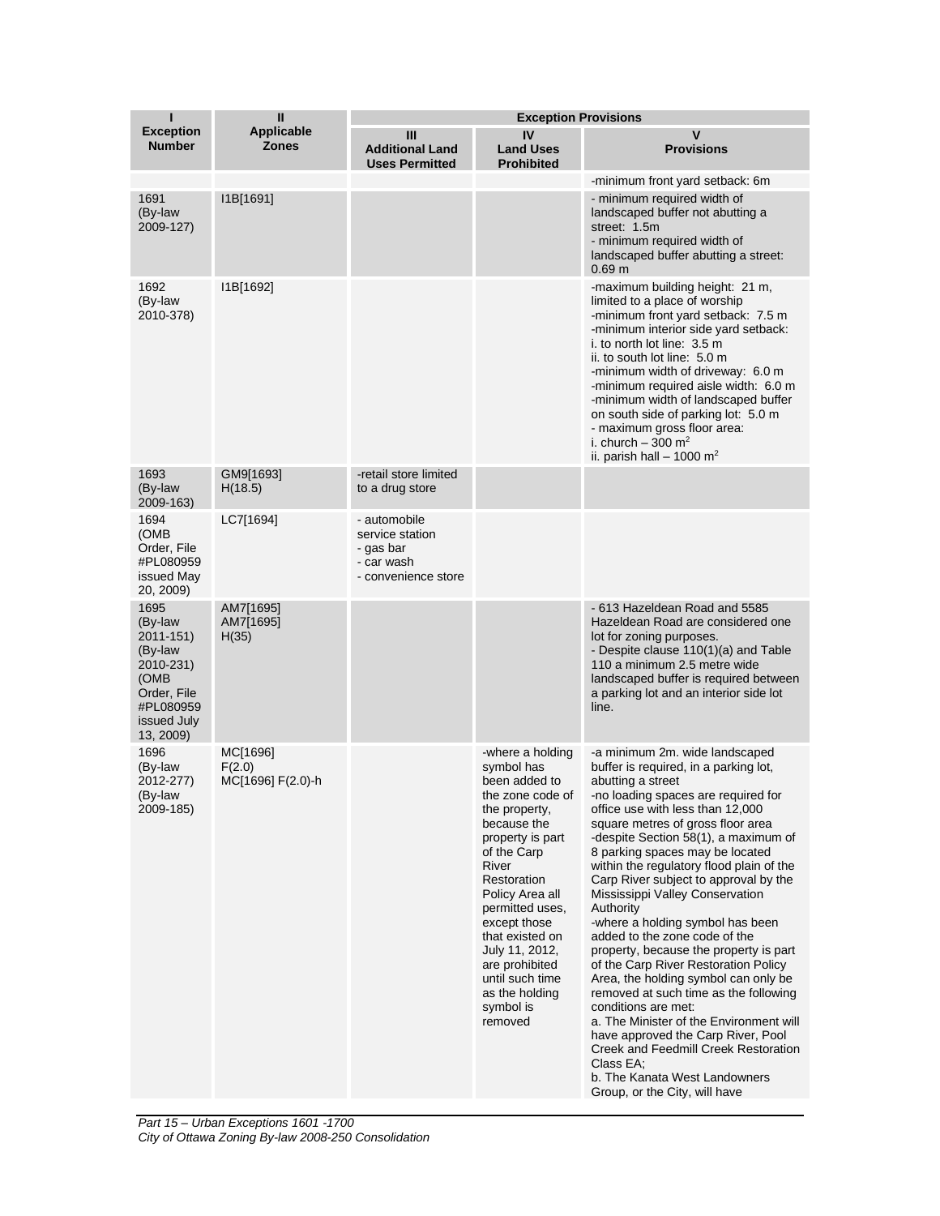| I<br>Exception Number | II<br>Applicable Zones | Exception Provisions | | |
|---|---|---|---|---|
| | | III<br>Additional Land Uses Permitted | IV<br>Land Uses Prohibited | V<br>Provisions |
| | | | | -minimum front yard setback: 6m |
| 1691<br>(By-law 2009-127) | I1B[1691] | | | - minimum required width of landscaped buffer not abutting a street: 1.5m<br>- minimum required width of landscaped buffer abutting a street: 0.69 m |
| 1692<br>(By-law 2010-378) | I1B[1692] | | | -maximum building height: 21 m, limited to a place of worship<br>-minimum front yard setback: 7.5 m<br>-minimum interior side yard setback:<br>i. to north lot line: 3.5 m<br>ii. to south lot line: 5.0 m<br>-minimum width of driveway: 6.0 m<br>-minimum required aisle width: 6.0 m<br>-minimum width of landscaped buffer on south side of parking lot: 5.0 m<br>- maximum gross floor area:<br>i. church – 300 m²<br>ii. parish hall – 1000 m² |
| 1693<br>(By-law 2009-163) | GM9[1693]<br>H(18.5) | -retail store limited to a drug store | | |
| 1694<br>(OMB Order, File #PL080959 issued May 20, 2009) | LC7[1694] | - automobile service station<br>- gas bar<br>- car wash<br>- convenience store | | |
| 1695<br>(By-law 2011-151)<br>(By-law 2010-231)<br>(OMB Order, File #PL080959 issued July 13, 2009) | AM7[1695]<br>AM7[1695]<br>H(35) | | | - 613 Hazeldean Road and 5585 Hazeldean Road are considered one lot for zoning purposes.<br>- Despite clause 110(1)(a) and Table 110 a minimum 2.5 metre wide landscaped buffer is required between a parking lot and an interior side lot line. |
| 1696<br>(By-law 2012-277)<br>(By-law 2009-185) | MC[1696]<br>F(2.0)<br>MC[1696] F(2.0)-h | | -where a holding symbol has been added to the zone code of the property, because the property is part of the Carp River Restoration Policy Area all permitted uses, except those that existed on July 11, 2012, are prohibited until such time as the holding symbol is removed | -a minimum 2m. wide landscaped buffer is required, in a parking lot, abutting a street<br>-no loading spaces are required for office use with less than 12,000 square metres of gross floor area<br>-despite Section 58(1), a maximum of 8 parking spaces may be located within the regulatory flood plain of the Carp River subject to approval by the Mississippi Valley Conservation Authority<br>-where a holding symbol has been added to the zone code of the property, because the property is part of the Carp River Restoration Policy Area, the holding symbol can only be removed at such time as the following conditions are met:<br>a. The Minister of the Environment will have approved the Carp River, Pool Creek and Feedmill Creek Restoration Class EA;<br>b. The Kanata West Landowners Group, or the City, will have |

*Part 15 – Urban Exceptions 1601 -1700*
*City of Ottawa Zoning By-law 2008-250 Consolidation*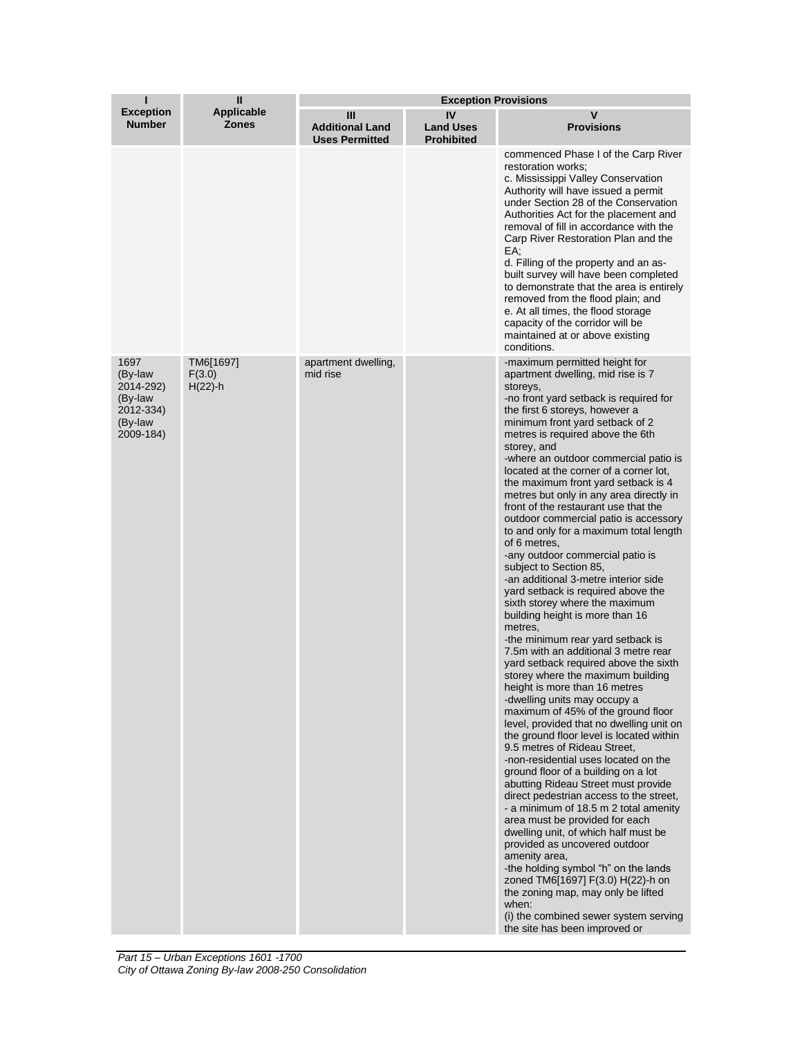| I<br>Exception Number | II<br>Applicable Zones | Exception Provisions | | |
|---|---|---|---|---|
| | | III<br>Additional Land Uses Permitted | IV<br>Land Uses Prohibited | V<br>Provisions |
| | | | | commenced Phase I of the Carp River restoration works;<br>c. Mississippi Valley Conservation Authority will have issued a permit under Section 28 of the Conservation Authorities Act for the placement and removal of fill in accordance with the Carp River Restoration Plan and the EA;<br>d. Filling of the property and an as-built survey will have been completed to demonstrate that the area is entirely removed from the flood plain; and<br>e. At all times, the flood storage capacity of the corridor will be maintained at or above existing conditions. |
| 1697<br>(By-law 2014-292)<br>(By-law 2012-334)<br>(By-law 2009-184) | TM6[1697]<br>F(3.0)<br>H(22)-h | apartment dwelling, mid rise | | -maximum permitted height for apartment dwelling, mid rise is 7 storeys,<br>-no front yard setback is required for the first 6 storeys, however a minimum front yard setback of 2 metres is required above the 6th storey, and<br>-where an outdoor commercial patio is located at the corner of a corner lot, the maximum front yard setback is 4 metres but only in any area directly in front of the restaurant use that the outdoor commercial patio is accessory to and only for a maximum total length of 6 metres,<br>-any outdoor commercial patio is subject to Section 85,<br>-an additional 3-metre interior side yard setback is required above the sixth storey where the maximum building height is more than 16 metres,<br>-the minimum rear yard setback is 7.5m with an additional 3 metre rear yard setback required above the sixth storey where the maximum building height is more than 16 metres<br>-dwelling units may occupy a maximum of 45% of the ground floor level, provided that no dwelling unit on the ground floor level is located within 9.5 metres of Rideau Street,<br>-non-residential uses located on the ground floor of a building on a lot abutting Rideau Street must provide direct pedestrian access to the street,<br>- a minimum of 18.5 m 2 total amenity area must be provided for each dwelling unit, of which half must be provided as uncovered outdoor amenity area,<br>-the holding symbol "h" on the lands zoned TM6[1697] F(3.0) H(22)-h on the zoning map, may only be lifted when:<br>(i) the combined sewer system serving the site has been improved or |

*Part 15 – Urban Exceptions 1601 -1700*
*City of Ottawa Zoning By-law 2008-250 Consolidation*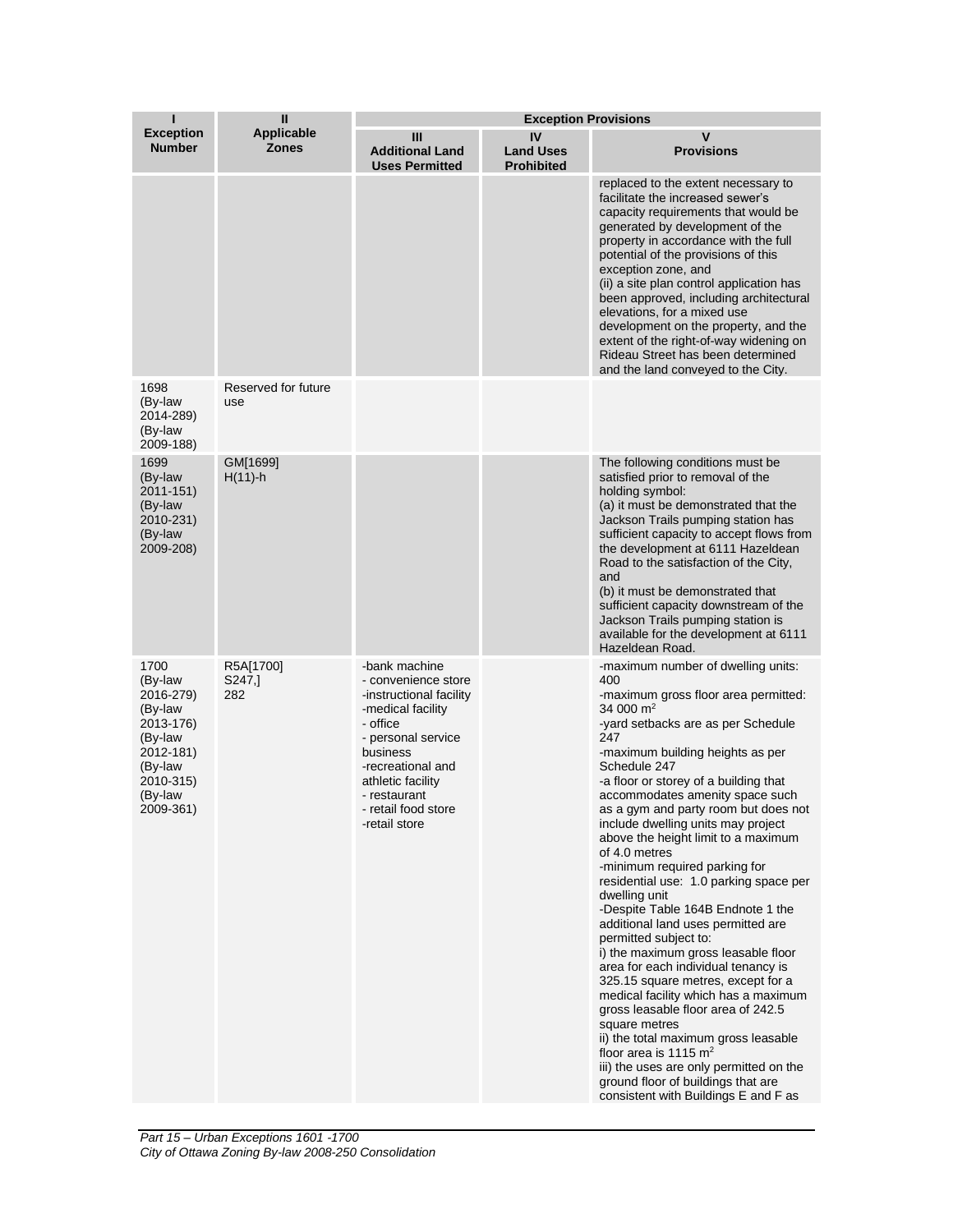| I<br>Exception Number | II<br>Applicable Zones | Exception Provisions | | |
|---|---|---|---|---|
| | | III<br>Additional Land Uses Permitted | IV<br>Land Uses Prohibited | V<br>Provisions |
| | | | | replaced to the extent necessary to facilitate the increased sewer's capacity requirements that would be generated by development of the property in accordance with the full potential of the provisions of this exception zone, and<br>(ii) a site plan control application has been approved, including architectural elevations, for a mixed use development on the property, and the extent of the right-of-way widening on Rideau Street has been determined and the land conveyed to the City. |
| 1698<br>(By-law 2014-289)<br>(By-law 2009-188) | Reserved for future use | | | |
| 1699<br>(By-law 2011-151)<br>(By-law 2010-231)<br>(By-law 2009-208) | GM[1699] H(11)-h | | | The following conditions must be satisfied prior to removal of the holding symbol:<br>(a) it must be demonstrated that the Jackson Trails pumping station has sufficient capacity to accept flows from the development at 6111 Hazeldean Road to the satisfaction of the City, and<br>(b) it must be demonstrated that sufficient capacity downstream of the Jackson Trails pumping station is available for the development at 6111 Hazeldean Road. |
| 1700<br>(By-law 2016-279)<br>(By-law 2013-176)<br>(By-law 2012-181)<br>(By-law 2010-315)<br>(By-law 2009-361) | R5A[1700] S247,] 282 | -bank machine<br>- convenience store<br>-instructional facility<br>-medical facility<br>- office<br>- personal service business<br>-recreational and athletic facility<br>- restaurant<br>- retail food store<br>-retail store | | -maximum number of dwelling units: 400<br>-maximum gross floor area permitted: 34 000 m$^2$<br>-yard setbacks are as per Schedule 247<br>-maximum building heights as per Schedule 247<br>-a floor or storey of a building that accommodates amenity space such as a gym and party room but does not include dwelling units may project above the height limit to a maximum of 4.0 metres<br>-minimum required parking for residential use: 1.0 parking space per dwelling unit<br>-Despite Table 164B Endnote 1 the additional land uses permitted are permitted subject to:<br>i) the maximum gross leasable floor area for each individual tenancy is 325.15 square metres, except for a medical facility which has a maximum gross leasable floor area of 242.5 square metres<br>ii) the total maximum gross leasable floor area is 1115 m$^2$<br>iii) the uses are only permitted on the ground floor of buildings that are consistent with Buildings E and F as |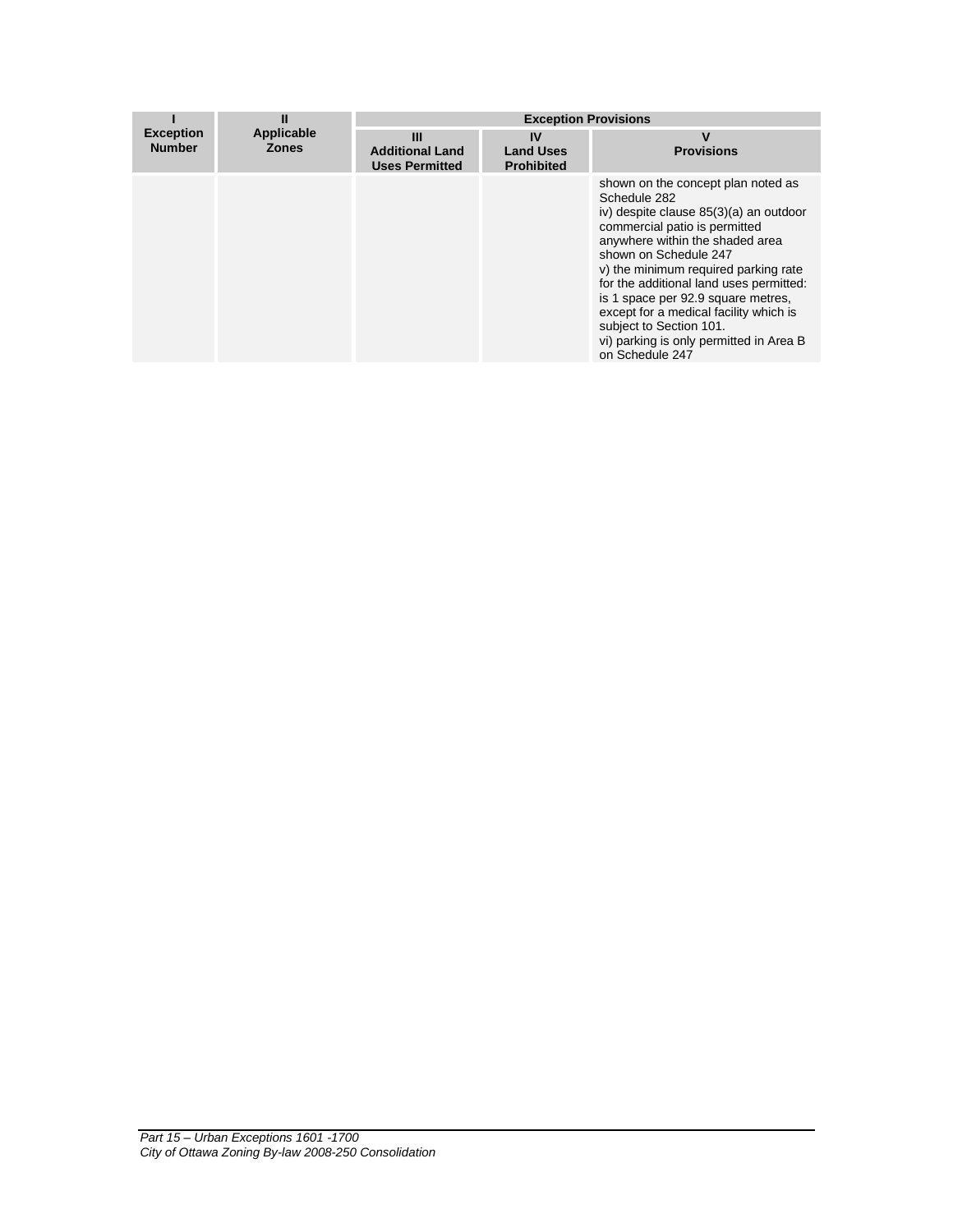| I<br>Exception Number | II<br>Applicable Zones | Exception Provisions | | |
|---|---|---|---|---|
| | | III<br>Additional Land Uses Permitted | IV<br>Land Uses Prohibited | V<br>Provisions |
| | | | | shown on the concept plan noted as Schedule 282<br>iv) despite clause 85(3)(a) an outdoor commercial patio is permitted anywhere within the shaded area shown on Schedule 247<br>v) the minimum required parking rate for the additional land uses permitted: is 1 space per 92.9 square metres, except for a medical facility which is subject to Section 101.<br>vi) parking is only permitted in Area B on Schedule 247 |